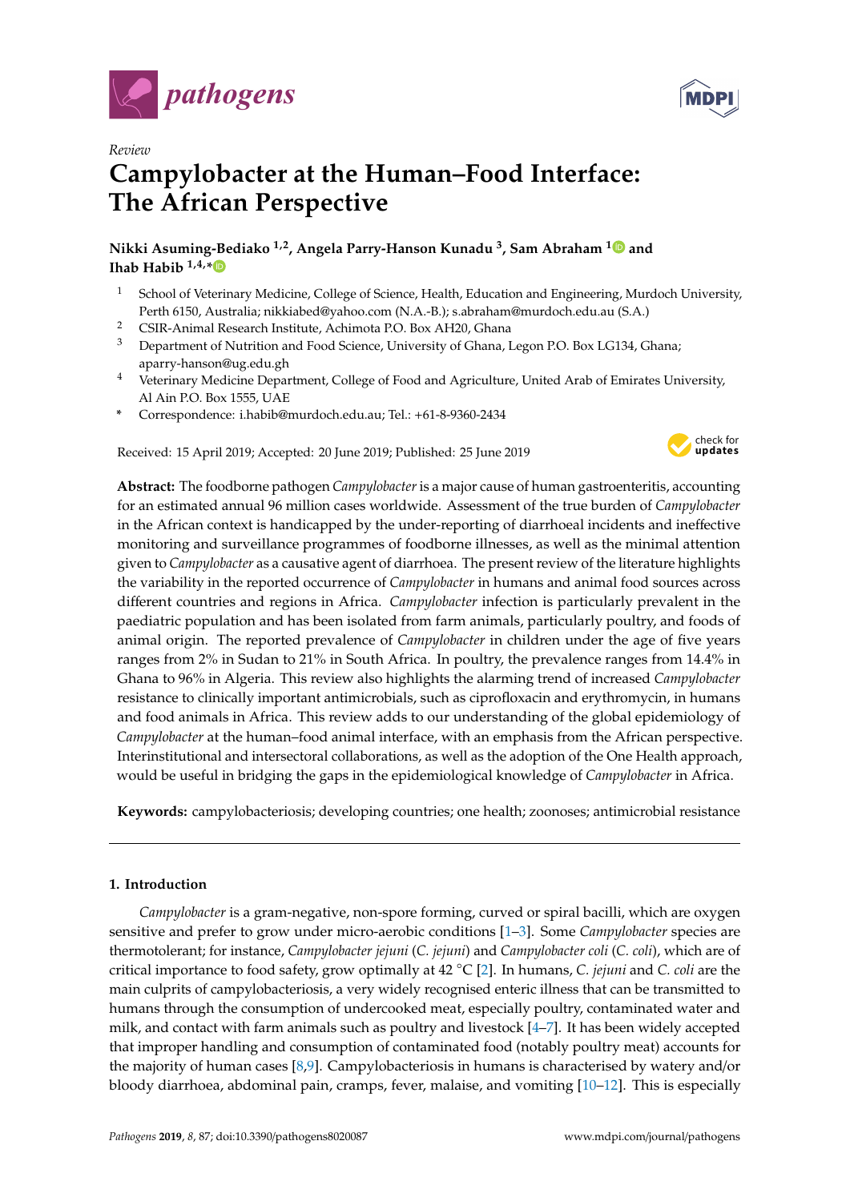*Review*

# Campylobacter at the Human–Food Interface: The African Perspective

**Nikki Asuming-Bediako [1,2], Angela Parry-Hanson Kunadu [3], Sam Abraham [1] and Ihab Habib [1,4,*]**

[1] School of Veterinary Medicine, College of Science, Health, Education and Engineering, Murdoch University, Perth 6150, Australia; nikkiabed@yahoo.com (N.A.-B.); s.abraham@murdoch.edu.au (S.A.)
[2] CSIR-Animal Research Institute, Achimota P.O. Box AH20, Ghana
[3] Department of Nutrition and Food Science, University of Ghana, Legon P.O. Box LG134, Ghana; aparry-hanson@ug.edu.gh
[4] Veterinary Medicine Department, College of Food and Agriculture, United Arab of Emirates University, Al Ain P.O. Box 1555, UAE
* Correspondence: i.habib@murdoch.edu.au; Tel.: +61-8-9360-2434

Received: 15 April 2019; Accepted: 20 June 2019; Published: 25 June 2019

**Abstract:** The foodborne pathogen *Campylobacter* is a major cause of human gastroenteritis, accounting for an estimated annual 96 million cases worldwide. Assessment of the true burden of *Campylobacter* in the African context is handicapped by the under-reporting of diarrhoeal incidents and ineffective monitoring and surveillance programmes of foodborne illnesses, as well as the minimal attention given to *Campylobacter* as a causative agent of diarrhoea. The present review of the literature highlights the variability in the reported occurrence of *Campylobacter* in humans and animal food sources across different countries and regions in Africa. *Campylobacter* infection is particularly prevalent in the paediatric population and has been isolated from farm animals, particularly poultry, and foods of animal origin. The reported prevalence of *Campylobacter* in children under the age of five years ranges from 2% in Sudan to 21% in South Africa. In poultry, the prevalence ranges from 14.4% in Ghana to 96% in Algeria. This review also highlights the alarming trend of increased *Campylobacter* resistance to clinically important antimicrobials, such as ciprofloxacin and erythromycin, in humans and food animals in Africa. This review adds to our understanding of the global epidemiology of *Campylobacter* at the human–food animal interface, with an emphasis from the African perspective. Interinstitutional and intersectoral collaborations, as well as the adoption of the One Health approach, would be useful in bridging the gaps in the epidemiological knowledge of *Campylobacter* in Africa.

**Keywords:** campylobacteriosis; developing countries; one health; zoonoses; antimicrobial resistance

## 1. Introduction

*Campylobacter* is a gram-negative, non-spore forming, curved or spiral bacilli, which are oxygen sensitive and prefer to grow under micro-aerobic conditions [1–3]. Some *Campylobacter* species are thermotolerant; for instance, *Campylobacter jejuni* (*C. jejuni*) and *Campylobacter coli* (*C. coli*), which are of critical importance to food safety, grow optimally at 42 °C [2]. In humans, *C. jejuni* and *C. coli* are the main culprits of campylobacteriosis, a very widely recognised enteric illness that can be transmitted to humans through the consumption of undercooked meat, especially poultry, contaminated water and milk, and contact with farm animals such as poultry and livestock [4–7]. It has been widely accepted that improper handling and consumption of contaminated food (notably poultry meat) accounts for the majority of human cases [8,9]. Campylobacteriosis in humans is characterised by watery and/or bloody diarrhoea, abdominal pain, cramps, fever, malaise, and vomiting [10–12]. This is especially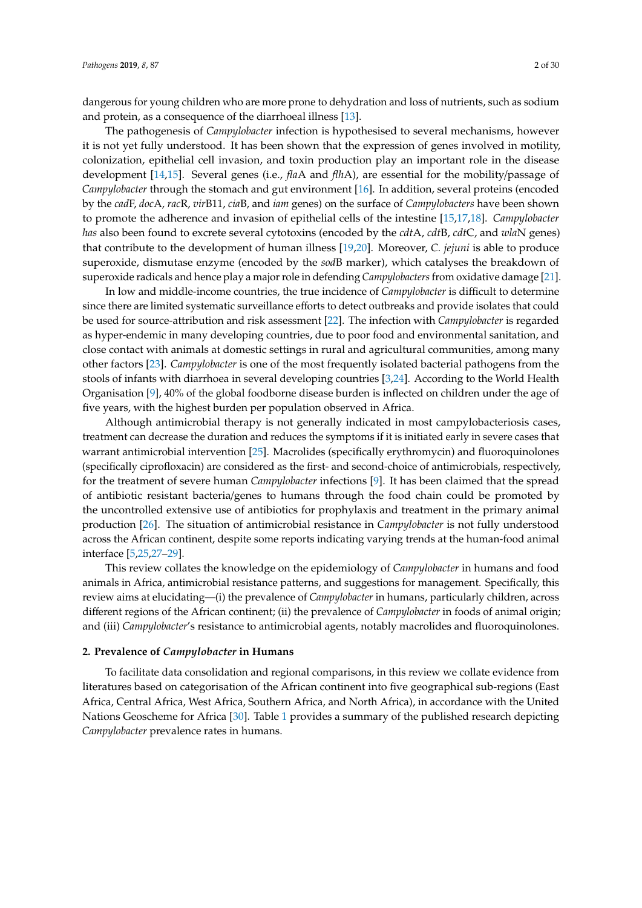dangerous for young children who are more prone to dehydration and loss of nutrients, such as sodium and protein, as a consequence of the diarrhoeal illness [13].

The pathogenesis of *Campylobacter* infection is hypothesised to several mechanisms, however it is not yet fully understood. It has been shown that the expression of genes involved in motility, colonization, epithelial cell invasion, and toxin production play an important role in the disease development [14,15]. Several genes (i.e., *fla*A and *flh*A), are essential for the mobility/passage of *Campylobacter* through the stomach and gut environment [16]. In addition, several proteins (encoded by the *cad*F, *doc*A, *rac*R, *vir*B11, *cia*B, and *iam* genes) on the surface of *Campylobacters* have been shown to promote the adherence and invasion of epithelial cells of the intestine [15,17,18]. *Campylobacter has* also been found to excrete several cytotoxins (encoded by the *cdt*A, *cdt*B, *cdt*C, and *wla*N genes) that contribute to the development of human illness [19,20]. Moreover, *C. jejuni* is able to produce superoxide, dismutase enzyme (encoded by the *sod*B marker), which catalyses the breakdown of superoxide radicals and hence play a major role in defending *Campylobacters* from oxidative damage [21].

In low and middle-income countries, the true incidence of *Campylobacter* is difficult to determine since there are limited systematic surveillance efforts to detect outbreaks and provide isolates that could be used for source-attribution and risk assessment [22]. The infection with *Campylobacter* is regarded as hyper-endemic in many developing countries, due to poor food and environmental sanitation, and close contact with animals at domestic settings in rural and agricultural communities, among many other factors [23]. *Campylobacter* is one of the most frequently isolated bacterial pathogens from the stools of infants with diarrhoea in several developing countries [3,24]. According to the World Health Organisation [9], 40% of the global foodborne disease burden is inflected on children under the age of five years, with the highest burden per population observed in Africa.

Although antimicrobial therapy is not generally indicated in most campylobacteriosis cases, treatment can decrease the duration and reduces the symptoms if it is initiated early in severe cases that warrant antimicrobial intervention [25]. Macrolides (specifically erythromycin) and fluoroquinolones (specifically ciprofloxacin) are considered as the first- and second-choice of antimicrobials, respectively, for the treatment of severe human *Campylobacter* infections [9]. It has been claimed that the spread of antibiotic resistant bacteria/genes to humans through the food chain could be promoted by the uncontrolled extensive use of antibiotics for prophylaxis and treatment in the primary animal production [26]. The situation of antimicrobial resistance in *Campylobacter* is not fully understood across the African continent, despite some reports indicating varying trends at the human-food animal interface [5,25,27–29].

This review collates the knowledge on the epidemiology of *Campylobacter* in humans and food animals in Africa, antimicrobial resistance patterns, and suggestions for management. Specifically, this review aims at elucidating—(i) the prevalence of *Campylobacter* in humans, particularly children, across different regions of the African continent; (ii) the prevalence of *Campylobacter* in foods of animal origin; and (iii) *Campylobacter*'s resistance to antimicrobial agents, notably macrolides and fluoroquinolones.

## 2. Prevalence of *Campylobacter* in Humans

To facilitate data consolidation and regional comparisons, in this review we collate evidence from literatures based on categorisation of the African continent into five geographical sub-regions (East Africa, Central Africa, West Africa, Southern Africa, and North Africa), in accordance with the United Nations Geoscheme for Africa [30]. Table 1 provides a summary of the published research depicting *Campylobacter* prevalence rates in humans.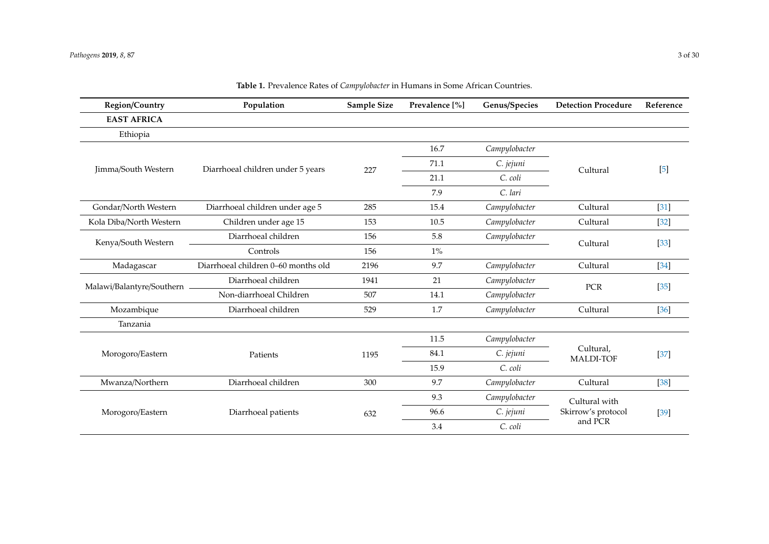**Table 1.** Prevalence Rates of *Campylobacter* in Humans in Some African Countries.

| Region/Country | Population | Sample Size | Prevalence [%] | Genus/Species | Detection Procedure | Reference |
|---|---|---|---|---|---|---|
| **EAST AFRICA** | | | | | | |
| Ethiopia | | | | | | |
| Jimma/South Western | Diarrhoeal children under 5 years | 227 | 16.7 | *Campylobacter* | Cultural | [5] |
| | | | 71.1 | *C. jejuni* | | |
| | | | 21.1 | *C. coli* | | |
| | | | 7.9 | *C. lari* | | |
| Gondar/North Western | Diarrhoeal children under age 5 | 285 | 15.4 | *Campylobacter* | Cultural | [31] |
| Kola Diba/North Western | Children under age 15 | 153 | 10.5 | *Campylobacter* | Cultural | [32] |
| Kenya/South Western | Diarrhoeal children | 156 | 5.8 | *Campylobacter* | Cultural | [33] |
| | Controls | 156 | 1% | | | |
| Madagascar | Diarrhoeal children 0–60 months old | 2196 | 9.7 | *Campylobacter* | Cultural | [34] |
| Malawi/Balantyre/Southern | Diarrhoeal children | 1941 | 21 | *Campylobacter* | PCR | [35] |
| | Non-diarrhoeal Children | 507 | 14.1 | *Campylobacter* | | |
| Mozambique | Diarrhoeal children | 529 | 1.7 | *Campylobacter* | Cultural | [36] |
| Tanzania | | | | | | |
| Morogoro/Eastern | Patients | 1195 | 11.5 | *Campylobacter* | Cultural, MALDI-TOF | [37] |
| | | | 84.1 | *C. jejuni* | | |
| | | | 15.9 | *C. coli* | | |
| Mwanza/Northern | Diarrhoeal children | 300 | 9.7 | *Campylobacter* | Cultural | [38] |
| Morogoro/Eastern | Diarrhoeal patients | 632 | 9.3 | *Campylobacter* | Cultural with Skirrow's protocol and PCR | [39] |
| | | | 96.6 | *C. jejuni* | | |
| | | | 3.4 | *C. coli* | | |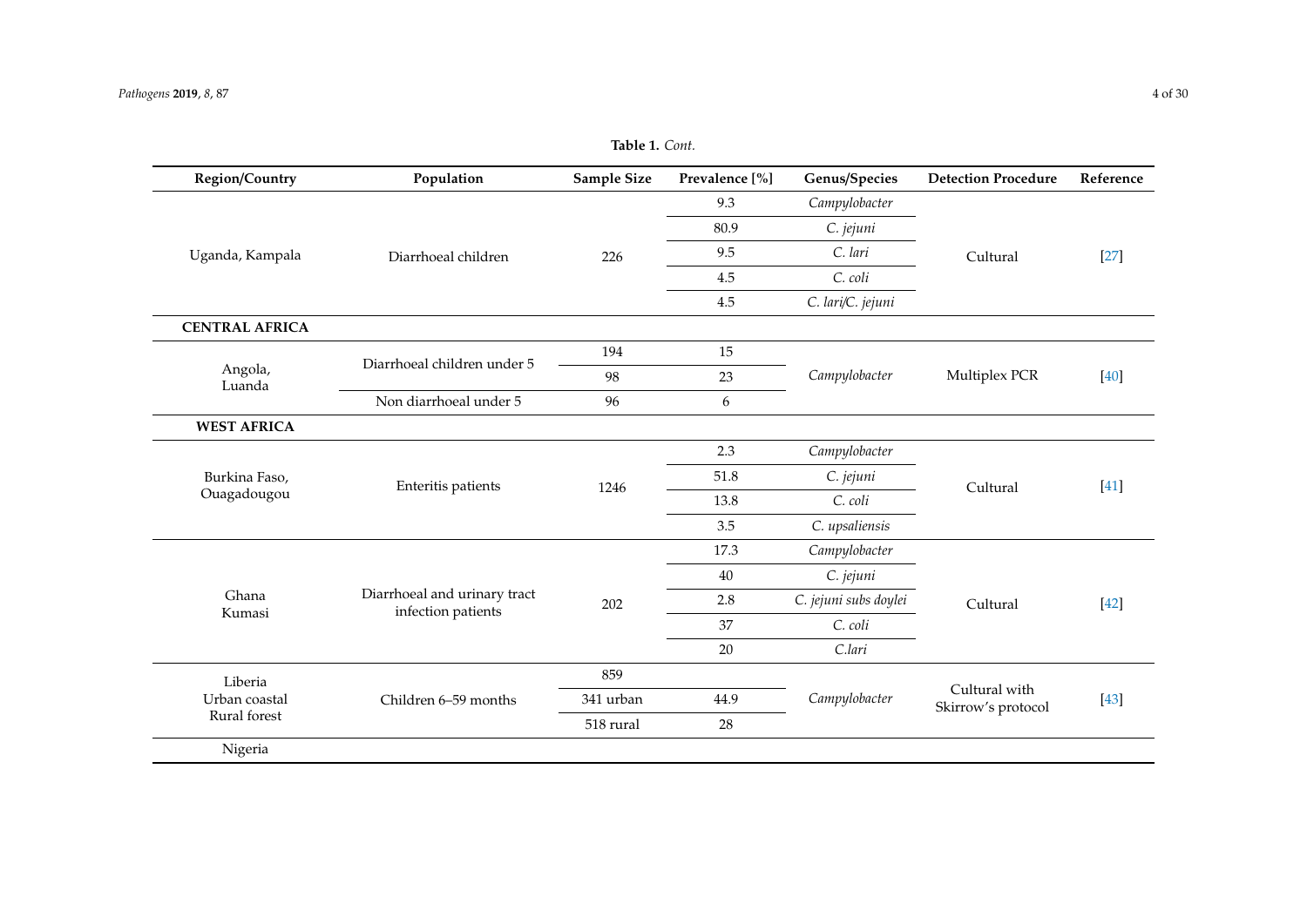**Table 1.** *Cont.*

| Region/Country | Population | Sample Size | Prevalence [%] | Genus/Species | Detection Procedure | Reference |
| --- | --- | --- | --- | --- | --- | --- |
| Uganda, Kampala | Diarrhoeal children | 226 | 9.3 | *Campylobacter* | Cultural | [27] |
| | | | 80.9 | *C. jejuni* | | |
| | | | 9.5 | *C. lari* | | |
| | | | 4.5 | *C. coli* | | |
| | | | 4.5 | *C. lari/C. jejuni* | | |
| **CENTRAL AFRICA** | | | | | | |
| Angola, Luanda | Diarrhoeal children under 5 | 194 | 15 | *Campylobacter* | Multiplex PCR | [40] |
| | | 98 | 23 | | | |
| | Non diarrhoeal under 5 | 96 | 6 | | | |
| **WEST AFRICA** | | | | | | |
| Burkina Faso, Ouagadougou | Enteritis patients | 1246 | 2.3 | *Campylobacter* | Cultural | [41] |
| | | | 51.8 | *C. jejuni* | | |
| | | | 13.8 | *C. coli* | | |
| | | | 3.5 | *C. upsaliensis* | | |
| Ghana Kumasi | Diarrhoeal and urinary tract infection patients | 202 | 17.3 | *Campylobacter* | Cultural | [42] |
| | | | 40 | *C. jejuni* | | |
| | | | 2.8 | *C. jejuni subs doylei* | | |
| | | | 37 | *C. coli* | | |
| | | | 20 | *C.lari* | | |
| Liberia Urban coastal Rural forest | Children 6–59 months | 859 | | *Campylobacter* | Cultural with Skirrow's protocol | [43] |
| | | 341 urban | 44.9 | | | |
| | | 518 rural | 28 | | | |
| Nigeria | | | | | | |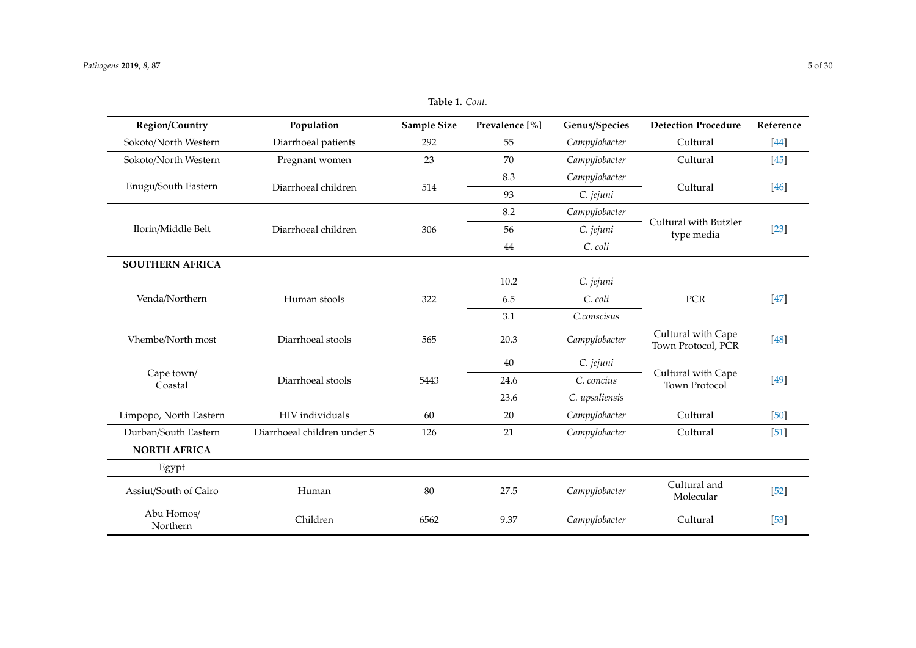**Table 1.** *Cont.*

| Region/Country | Population | Sample Size | Prevalence [%] | Genus/Species | Detection Procedure | Reference |
|---|---|---|---|---|---|---|
| Sokoto/North Western | Diarrhoeal patients | 292 | 55 | *Campylobacter* | Cultural | [44] |
| Sokoto/North Western | Pregnant women | 23 | 70 | *Campylobacter* | Cultural | [45] |
| Enugu/South Eastern | Diarrhoeal children | 514 | 8.3 | *Campylobacter* | Cultural | [46] |
| | | | 93 | *C. jejuni* | | |
| Ilorin/Middle Belt | Diarrhoeal children | 306 | 8.2 | *Campylobacter* | Cultural with Butzler type media | [23] |
| | | | 56 | *C. jejuni* | | |
| | | | 44 | *C. coli* | | |
| **SOUTHERN AFRICA** | | | | | | |
| Venda/Northern | Human stools | 322 | 10.2 | *C. jejuni* | PCR | [47] |
| | | | 6.5 | *C. coli* | | |
| | | | 3.1 | *C.conscisus* | | |
| Vhembe/North most | Diarrhoeal stools | 565 | 20.3 | *Campylobacter* | Cultural with Cape Town Protocol, PCR | [48] |
| Cape town/ Coastal | Diarrhoeal stools | 5443 | 40 | *C. jejuni* | Cultural with Cape Town Protocol | [49] |
| | | | 24.6 | *C. concius* | | |
| | | | 23.6 | *C. upsaliensis* | | |
| Limpopo, North Eastern | HIV individuals | 60 | 20 | *Campylobacter* | Cultural | [50] |
| Durban/South Eastern | Diarrhoeal children under 5 | 126 | 21 | *Campylobacter* | Cultural | [51] |
| **NORTH AFRICA** | | | | | | |
| Egypt | | | | | | |
| Assiut/South of Cairo | Human | 80 | 27.5 | *Campylobacter* | Cultural and Molecular | [52] |
| Abu Homos/ Northern | Children | 6562 | 9.37 | *Campylobacter* | Cultural | [53] |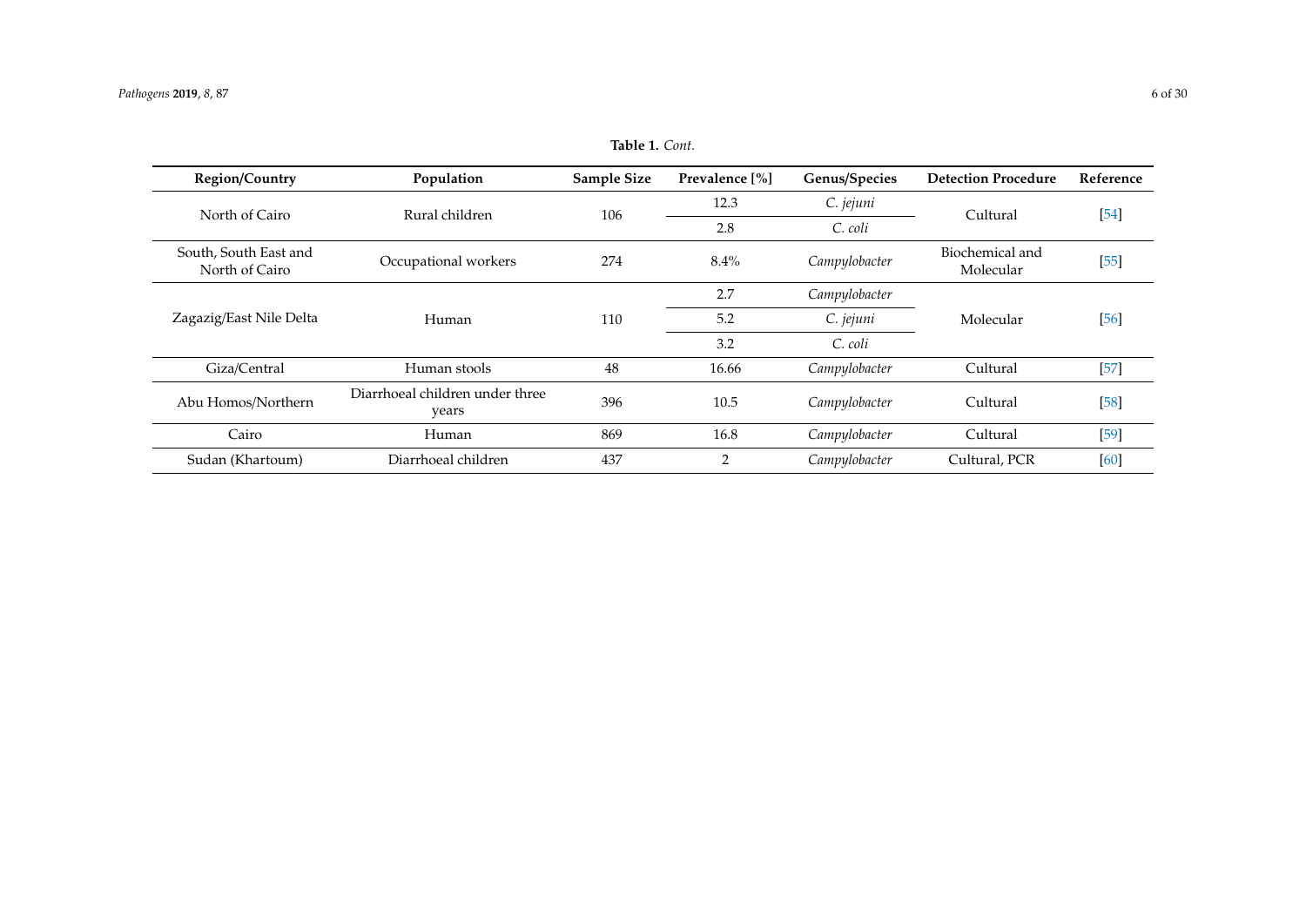**Table 1.** *Cont.*

| Region/Country | Population | Sample Size | Prevalence [%] | Genus/Species | Detection Procedure | Reference |
|---|---|---|---|---|---|---|
| North of Cairo | Rural children | 106 | 12.3 | *C. jejuni* | Cultural | [54] |
| | | | 2.8 | *C. coli* | | |
| South, South East and North of Cairo | Occupational workers | 274 | 8.4% | *Campylobacter* | Biochemical and Molecular | [55] |
| Zagazig/East Nile Delta | Human | 110 | 2.7 | *Campylobacter* | Molecular | [56] |
| | | | 5.2 | *C. jejuni* | | |
| | | | 3.2 | *C. coli* | | |
| Giza/Central | Human stools | 48 | 16.66 | *Campylobacter* | Cultural | [57] |
| Abu Homos/Northern | Diarrhoeal children under three years | 396 | 10.5 | *Campylobacter* | Cultural | [58] |
| Cairo | Human | 869 | 16.8 | *Campylobacter* | Cultural | [59] |
| Sudan (Khartoum) | Diarrhoeal children | 437 | 2 | *Campylobacter* | Cultural, PCR | [60] |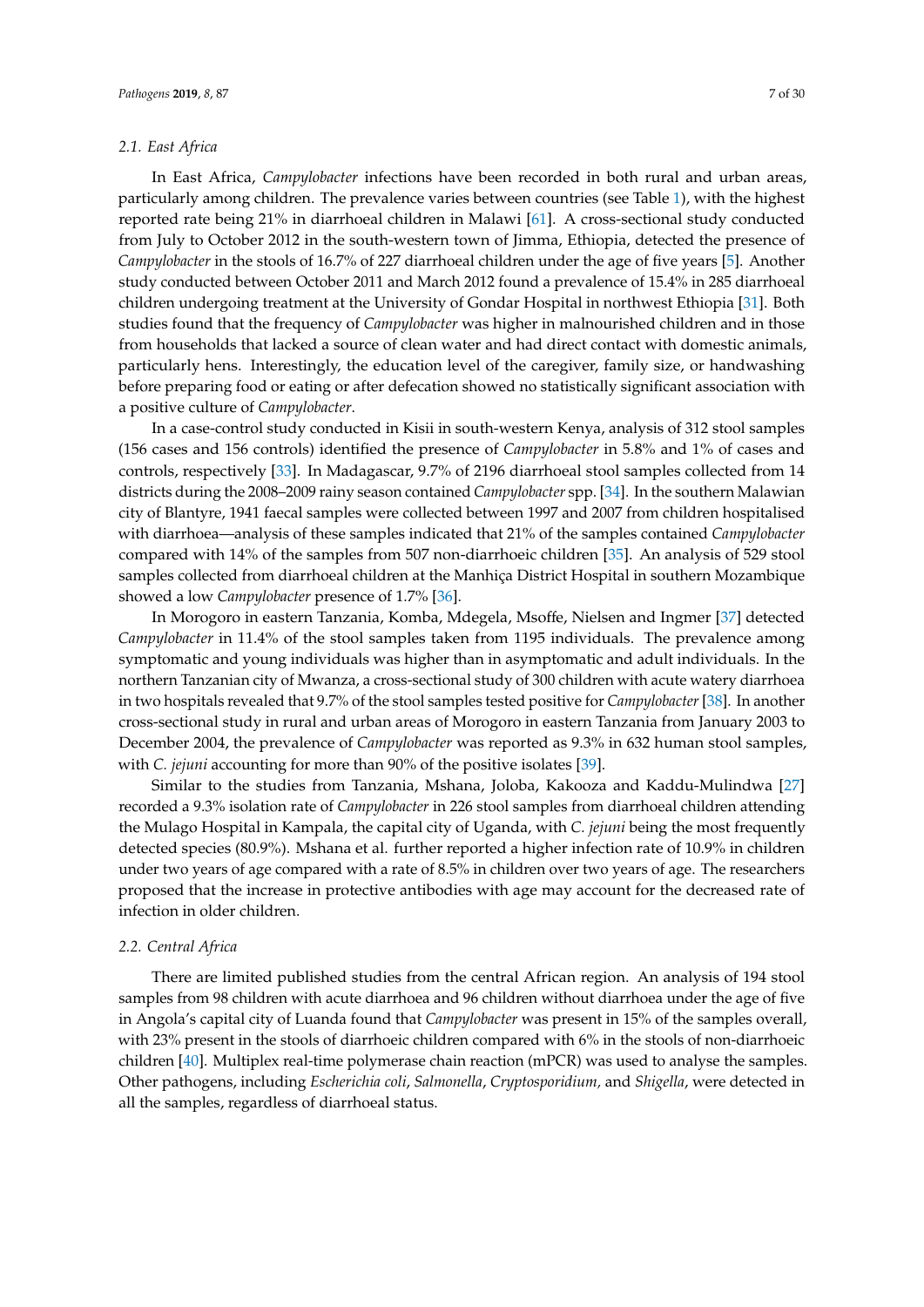### 2.1. East Africa

In East Africa, *Campylobacter* infections have been recorded in both rural and urban areas, particularly among children. The prevalence varies between countries (see Table 1), with the highest reported rate being 21% in diarrhoeal children in Malawi [61]. A cross-sectional study conducted from July to October 2012 in the south-western town of Jimma, Ethiopia, detected the presence of *Campylobacter* in the stools of 16.7% of 227 diarrhoeal children under the age of five years [5]. Another study conducted between October 2011 and March 2012 found a prevalence of 15.4% in 285 diarrhoeal children undergoing treatment at the University of Gondar Hospital in northwest Ethiopia [31]. Both studies found that the frequency of *Campylobacter* was higher in malnourished children and in those from households that lacked a source of clean water and had direct contact with domestic animals, particularly hens. Interestingly, the education level of the caregiver, family size, or handwashing before preparing food or eating or after defecation showed no statistically significant association with a positive culture of *Campylobacter*.

In a case-control study conducted in Kisii in south-western Kenya, analysis of 312 stool samples (156 cases and 156 controls) identified the presence of *Campylobacter* in 5.8% and 1% of cases and controls, respectively [33]. In Madagascar, 9.7% of 2196 diarrhoeal stool samples collected from 14 districts during the 2008–2009 rainy season contained *Campylobacter* spp. [34]. In the southern Malawian city of Blantyre, 1941 faecal samples were collected between 1997 and 2007 from children hospitalised with diarrhoea—analysis of these samples indicated that 21% of the samples contained *Campylobacter* compared with 14% of the samples from 507 non-diarrhoeic children [35]. An analysis of 529 stool samples collected from diarrhoeal children at the Manhiça District Hospital in southern Mozambique showed a low *Campylobacter* presence of 1.7% [36].

In Morogoro in eastern Tanzania, Komba, Mdegela, Msoffe, Nielsen and Ingmer [37] detected *Campylobacter* in 11.4% of the stool samples taken from 1195 individuals. The prevalence among symptomatic and young individuals was higher than in asymptomatic and adult individuals. In the northern Tanzanian city of Mwanza, a cross-sectional study of 300 children with acute watery diarrhoea in two hospitals revealed that 9.7% of the stool samples tested positive for *Campylobacter* [38]. In another cross-sectional study in rural and urban areas of Morogoro in eastern Tanzania from January 2003 to December 2004, the prevalence of *Campylobacter* was reported as 9.3% in 632 human stool samples, with *C. jejuni* accounting for more than 90% of the positive isolates [39].

Similar to the studies from Tanzania, Mshana, Joloba, Kakooza and Kaddu-Mulindwa [27] recorded a 9.3% isolation rate of *Campylobacter* in 226 stool samples from diarrhoeal children attending the Mulago Hospital in Kampala, the capital city of Uganda, with *C. jejuni* being the most frequently detected species (80.9%). Mshana et al. further reported a higher infection rate of 10.9% in children under two years of age compared with a rate of 8.5% in children over two years of age. The researchers proposed that the increase in protective antibodies with age may account for the decreased rate of infection in older children.

### 2.2. Central Africa

There are limited published studies from the central African region. An analysis of 194 stool samples from 98 children with acute diarrhoea and 96 children without diarrhoea under the age of five in Angola's capital city of Luanda found that *Campylobacter* was present in 15% of the samples overall, with 23% present in the stools of diarrhoeic children compared with 6% in the stools of non-diarrhoeic children [40]. Multiplex real-time polymerase chain reaction (mPCR) was used to analyse the samples. Other pathogens, including *Escherichia coli*, *Salmonella*, *Cryptosporidium*, and *Shigella*, were detected in all the samples, regardless of diarrhoeal status.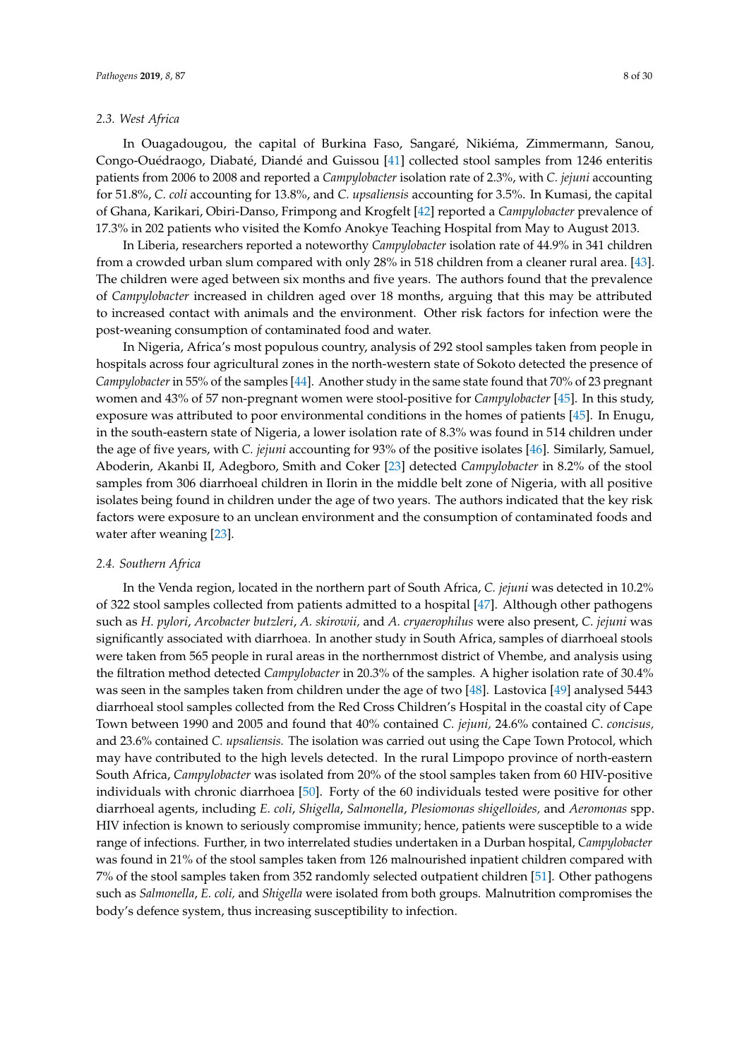### 2.3. West Africa

In Ouagadougou, the capital of Burkina Faso, Sangaré, Nikiéma, Zimmermann, Sanou, Congo-Ouédraogo, Diabaté, Diandé and Guissou [41] collected stool samples from 1246 enteritis patients from 2006 to 2008 and reported a *Campylobacter* isolation rate of 2.3%, with *C. jejuni* accounting for 51.8%, *C. coli* accounting for 13.8%, and *C. upsaliensis* accounting for 3.5%. In Kumasi, the capital of Ghana, Karikari, Obiri-Danso, Frimpong and Krogfelt [42] reported a *Campylobacter* prevalence of 17.3% in 202 patients who visited the Komfo Anokye Teaching Hospital from May to August 2013.

In Liberia, researchers reported a noteworthy *Campylobacter* isolation rate of 44.9% in 341 children from a crowded urban slum compared with only 28% in 518 children from a cleaner rural area. [43]. The children were aged between six months and five years. The authors found that the prevalence of *Campylobacter* increased in children aged over 18 months, arguing that this may be attributed to increased contact with animals and the environment. Other risk factors for infection were the post-weaning consumption of contaminated food and water.

In Nigeria, Africa's most populous country, analysis of 292 stool samples taken from people in hospitals across four agricultural zones in the north-western state of Sokoto detected the presence of *Campylobacter* in 55% of the samples [44]. Another study in the same state found that 70% of 23 pregnant women and 43% of 57 non-pregnant women were stool-positive for *Campylobacter* [45]. In this study, exposure was attributed to poor environmental conditions in the homes of patients [45]. In Enugu, in the south-eastern state of Nigeria, a lower isolation rate of 8.3% was found in 514 children under the age of five years, with *C. jejuni* accounting for 93% of the positive isolates [46]. Similarly, Samuel, Aboderin, Akanbi II, Adegboro, Smith and Coker [23] detected *Campylobacter* in 8.2% of the stool samples from 306 diarrhoeal children in Ilorin in the middle belt zone of Nigeria, with all positive isolates being found in children under the age of two years. The authors indicated that the key risk factors were exposure to an unclean environment and the consumption of contaminated foods and water after weaning [23].

### 2.4. Southern Africa

In the Venda region, located in the northern part of South Africa, *C. jejuni* was detected in 10.2% of 322 stool samples collected from patients admitted to a hospital [47]. Although other pathogens such as *H. pylori*, *Arcobacter butzleri*, *A. skirowii,* and *A. cryaerophilus* were also present, *C. jejuni* was significantly associated with diarrhoea. In another study in South Africa, samples of diarrhoeal stools were taken from 565 people in rural areas in the northernmost district of Vhembe, and analysis using the filtration method detected *Campylobacter* in 20.3% of the samples. A higher isolation rate of 30.4% was seen in the samples taken from children under the age of two [48]. Lastovica [49] analysed 5443 diarrhoeal stool samples collected from the Red Cross Children's Hospital in the coastal city of Cape Town between 1990 and 2005 and found that 40% contained *C. jejuni,* 24.6% contained *C. concisus,* and 23.6% contained *C. upsaliensis.* The isolation was carried out using the Cape Town Protocol, which may have contributed to the high levels detected. In the rural Limpopo province of north-eastern South Africa, *Campylobacter* was isolated from 20% of the stool samples taken from 60 HIV-positive individuals with chronic diarrhoea [50]. Forty of the 60 individuals tested were positive for other diarrhoeal agents, including *E. coli*, *Shigella*, *Salmonella*, *Plesiomonas shigelloides,* and *Aeromonas* spp. HIV infection is known to seriously compromise immunity; hence, patients were susceptible to a wide range of infections. Further, in two interrelated studies undertaken in a Durban hospital, *Campylobacter* was found in 21% of the stool samples taken from 126 malnourished inpatient children compared with 7% of the stool samples taken from 352 randomly selected outpatient children [51]. Other pathogens such as *Salmonella*, *E. coli,* and *Shigella* were isolated from both groups. Malnutrition compromises the body's defence system, thus increasing susceptibility to infection.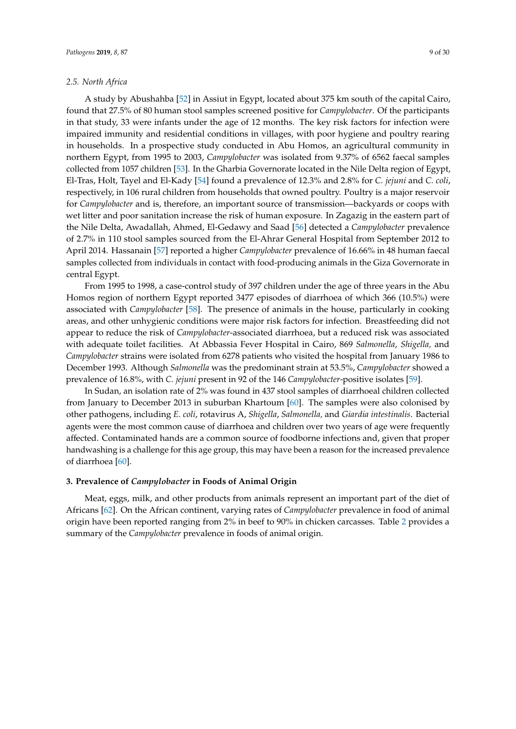### 2.5. North Africa

A study by Abushahba [52] in Assiut in Egypt, located about 375 km south of the capital Cairo, found that 27.5% of 80 human stool samples screened positive for *Campylobacter*. Of the participants in that study, 33 were infants under the age of 12 months. The key risk factors for infection were impaired immunity and residential conditions in villages, with poor hygiene and poultry rearing in households. In a prospective study conducted in Abu Homos, an agricultural community in northern Egypt, from 1995 to 2003, *Campylobacter* was isolated from 9.37% of 6562 faecal samples collected from 1057 children [53]. In the Gharbia Governorate located in the Nile Delta region of Egypt, El-Tras, Holt, Tayel and El-Kady [54] found a prevalence of 12.3% and 2.8% for *C. jejuni* and *C. coli*, respectively, in 106 rural children from households that owned poultry. Poultry is a major reservoir for *Campylobacter* and is, therefore, an important source of transmission—backyards or coops with wet litter and poor sanitation increase the risk of human exposure. In Zagazig in the eastern part of the Nile Delta, Awadallah, Ahmed, El-Gedawy and Saad [56] detected a *Campylobacter* prevalence of 2.7% in 110 stool samples sourced from the El-Ahrar General Hospital from September 2012 to April 2014. Hassanain [57] reported a higher *Campylobacter* prevalence of 16.66% in 48 human faecal samples collected from individuals in contact with food-producing animals in the Giza Governorate in central Egypt.

From 1995 to 1998, a case-control study of 397 children under the age of three years in the Abu Homos region of northern Egypt reported 3477 episodes of diarrhoea of which 366 (10.5%) were associated with *Campylobacter* [58]. The presence of animals in the house, particularly in cooking areas, and other unhygienic conditions were major risk factors for infection. Breastfeeding did not appear to reduce the risk of *Campylobacter*-associated diarrhoea, but a reduced risk was associated with adequate toilet facilities. At Abbassia Fever Hospital in Cairo, 869 *Salmonella*, *Shigella,* and *Campylobacter* strains were isolated from 6278 patients who visited the hospital from January 1986 to December 1993. Although *Salmonella* was the predominant strain at 53.5%, *Campylobacter* showed a prevalence of 16.8%, with *C. jejuni* present in 92 of the 146 *Campylobacter*-positive isolates [59].

In Sudan, an isolation rate of 2% was found in 437 stool samples of diarrhoeal children collected from January to December 2013 in suburban Khartoum [60]. The samples were also colonised by other pathogens, including *E. coli*, rotavirus A, *Shigella*, *Salmonella,* and *Giardia intestinalis*. Bacterial agents were the most common cause of diarrhoea and children over two years of age were frequently affected. Contaminated hands are a common source of foodborne infections and, given that proper handwashing is a challenge for this age group, this may have been a reason for the increased prevalence of diarrhoea [60].

## 3. Prevalence of *Campylobacter* in Foods of Animal Origin

Meat, eggs, milk, and other products from animals represent an important part of the diet of Africans [62]. On the African continent, varying rates of *Campylobacter* prevalence in food of animal origin have been reported ranging from 2% in beef to 90% in chicken carcasses. Table 2 provides a summary of the *Campylobacter* prevalence in foods of animal origin.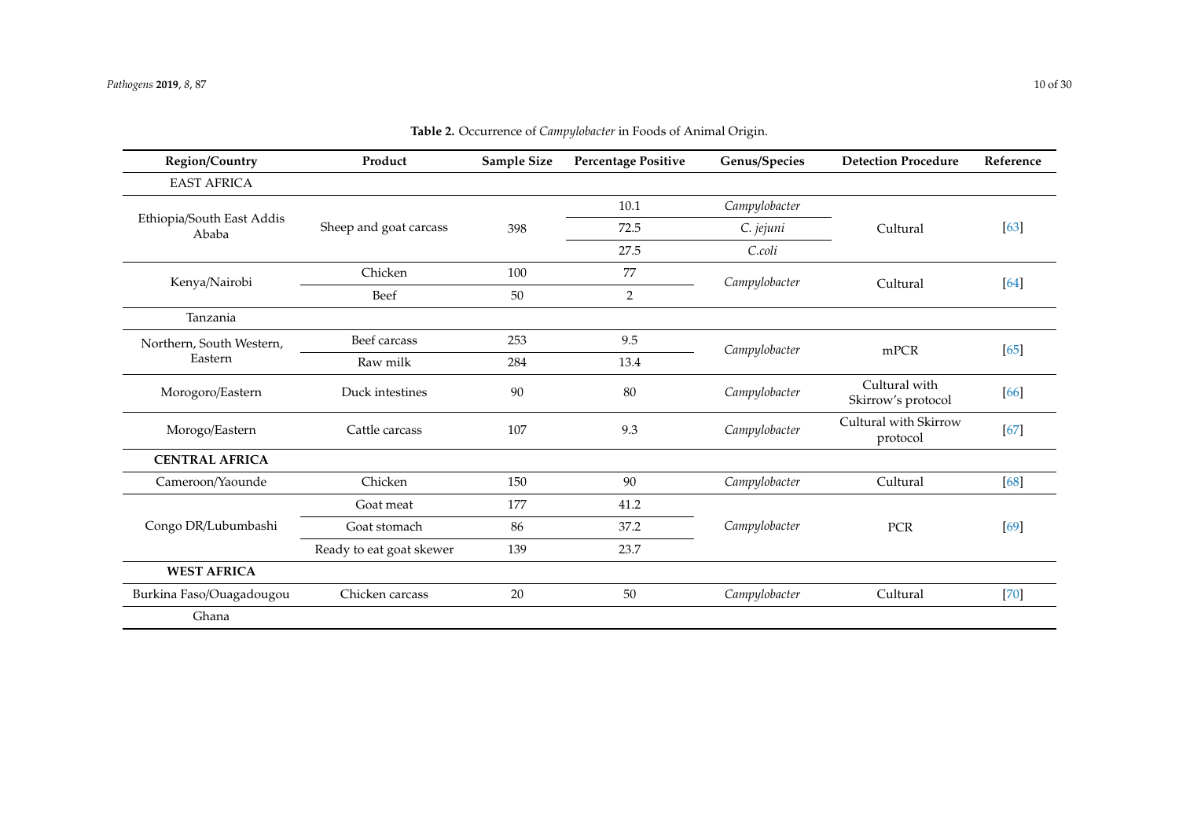**Table 2.** Occurrence of *Campylobacter* in Foods of Animal Origin.

| Region/Country | Product | Sample Size | Percentage Positive | Genus/Species | Detection Procedure | Reference |
|---|---|---|---|---|---|---|
| EAST AFRICA | | | | | | |
| Ethiopia/South East Addis Ababa | Sheep and goat carcass | 398 | 10.1 | *Campylobacter* | Cultural | [63] |
| | | | 72.5 | *C. jejuni* | | |
| | | | 27.5 | *C.coli* | | |
| Kenya/Nairobi | Chicken | 100 | 77 | *Campylobacter* | Cultural | [64] |
| | Beef | 50 | 2 | | | |
| Tanzania | | | | | | |
| Northern, South Western, Eastern | Beef carcass | 253 | 9.5 | *Campylobacter* | mPCR | [65] |
| | Raw milk | 284 | 13.4 | | | |
| Morogoro/Eastern | Duck intestines | 90 | 80 | *Campylobacter* | Cultural with Skirrow's protocol | [66] |
| Morogo/Eastern | Cattle carcass | 107 | 9.3 | *Campylobacter* | Cultural with Skirrow protocol | [67] |
| **CENTRAL AFRICA** | | | | | | |
| Cameroon/Yaounde | Chicken | 150 | 90 | *Campylobacter* | Cultural | [68] |
| Congo DR/Lubumbashi | Goat meat | 177 | 41.2 | *Campylobacter* | PCR | [69] |
| | Goat stomach | 86 | 37.2 | | | |
| | Ready to eat goat skewer | 139 | 23.7 | | | |
| **WEST AFRICA** | | | | | | |
| Burkina Faso/Ouagadougou | Chicken carcass | 20 | 50 | *Campylobacter* | Cultural | [70] |
| Ghana | | | | | | |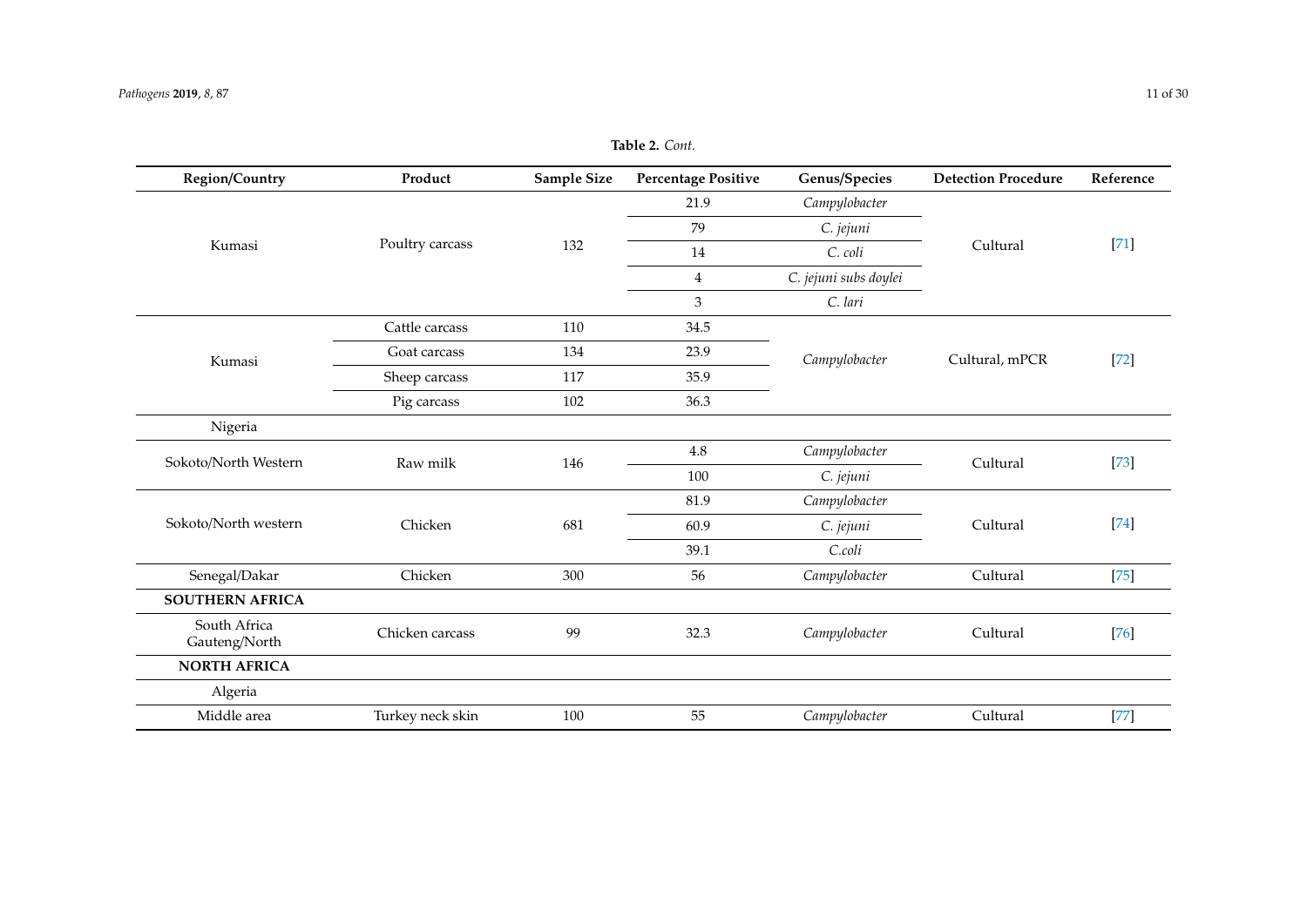**Table 2.** *Cont.*

| Region/Country | Product | Sample Size | Percentage Positive | Genus/Species | Detection Procedure | Reference |
|---|---|---|---|---|---|---|
| Kumasi | Poultry carcass | 132 | 21.9 | *Campylobacter* | Cultural | [71] |
| | | | 79 | *C. jejuni* | | |
| | | | 14 | *C. coli* | | |
| | | | 4 | *C. jejuni subs doylei* | | |
| | | | 3 | *C. lari* | | |
| Kumasi | Cattle carcass | 110 | 34.5 | *Campylobacter* | Cultural, mPCR | [72] |
| | Goat carcass | 134 | 23.9 | | | |
| | Sheep carcass | 117 | 35.9 | | | |
| | Pig carcass | 102 | 36.3 | | | |
| Nigeria | | | | | | |
| Sokoto/North Western | Raw milk | 146 | 4.8 | *Campylobacter* | Cultural | [73] |
| | | | 100 | *C. jejuni* | | |
| Sokoto/North western | Chicken | 681 | 81.9 | *Campylobacter* | Cultural | [74] |
| | | | 60.9 | *C. jejuni* | | |
| | | | 39.1 | *C.coli* | | |
| Senegal/Dakar | Chicken | 300 | 56 | *Campylobacter* | Cultural | [75] |
| **SOUTHERN AFRICA** | | | | | | |
| South Africa Gauteng/North | Chicken carcass | 99 | 32.3 | *Campylobacter* | Cultural | [76] |
| **NORTH AFRICA** | | | | | | |
| Algeria | | | | | | |
| Middle area | Turkey neck skin | 100 | 55 | *Campylobacter* | Cultural | [77] |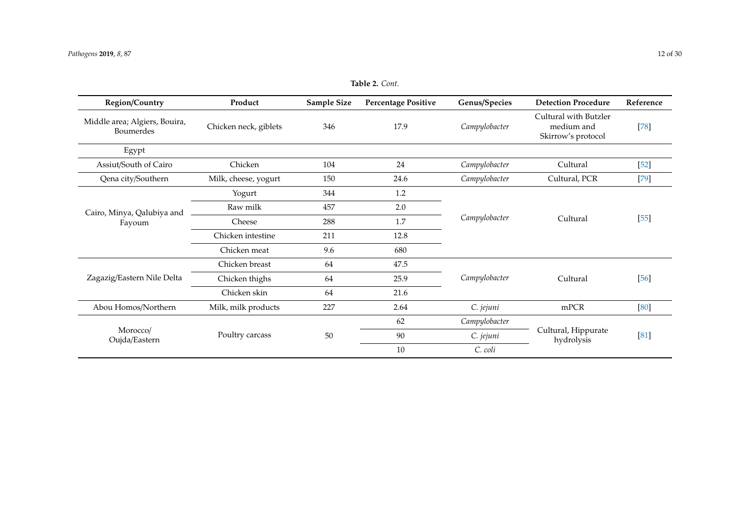**Table 2.** *Cont.*

| Region/Country | Product | Sample Size | Percentage Positive | Genus/Species | Detection Procedure | Reference |
|---|---|---|---|---|---|---|
| Middle area; Algiers, Bouira, Boumerdes | Chicken neck, giblets | 346 | 17.9 | *Campylobacter* | Cultural with Butzler medium and Skirrow's protocol | [78] |
| Egypt | | | | | | |
| Assiut/South of Cairo | Chicken | 104 | 24 | *Campylobacter* | Cultural | [52] |
| Qena city/Southern | Milk, cheese, yogurt | 150 | 24.6 | *Campylobacter* | Cultural, PCR | [79] |
| Cairo, Minya, Qalubiya and Fayoum | Yogurt | 344 | 1.2 | *Campylobacter* | Cultural | [55] |
| | Raw milk | 457 | 2.0 | | | |
| | Cheese | 288 | 1.7 | | | |
| | Chicken intestine | 211 | 12.8 | | | |
| | Chicken meat | 9.6 | 680 | | | |
| Zagazig/Eastern Nile Delta | Chicken breast | 64 | 47.5 | *Campylobacter* | Cultural | [56] |
| | Chicken thighs | 64 | 25.9 | | | |
| | Chicken skin | 64 | 21.6 | | | |
| Abou Homos/Northern | Milk, milk products | 227 | 2.64 | *C. jejuni* | mPCR | [80] |
| Morocco/ Oujda/Eastern | Poultry carcass | 50 | 62 | *Campylobacter* | Cultural, Hippurate hydrolysis | [81] |
| | | | 90 | *C. jejuni* | | |
| | | | 10 | *C. coli* | | |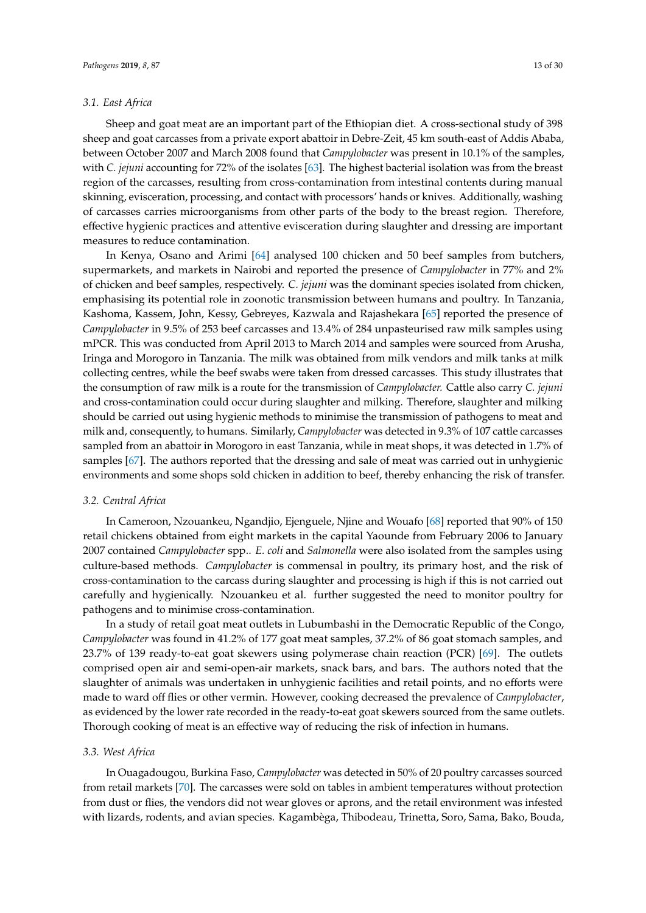### 3.1. East Africa

Sheep and goat meat are an important part of the Ethiopian diet. A cross-sectional study of 398 sheep and goat carcasses from a private export abattoir in Debre-Zeit, 45 km south-east of Addis Ababa, between October 2007 and March 2008 found that *Campylobacter* was present in 10.1% of the samples, with *C. jejuni* accounting for 72% of the isolates [63]. The highest bacterial isolation was from the breast region of the carcasses, resulting from cross-contamination from intestinal contents during manual skinning, evisceration, processing, and contact with processors' hands or knives. Additionally, washing of carcasses carries microorganisms from other parts of the body to the breast region. Therefore, effective hygienic practices and attentive evisceration during slaughter and dressing are important measures to reduce contamination.

In Kenya, Osano and Arimi [64] analysed 100 chicken and 50 beef samples from butchers, supermarkets, and markets in Nairobi and reported the presence of *Campylobacter* in 77% and 2% of chicken and beef samples, respectively. *C. jejuni* was the dominant species isolated from chicken, emphasising its potential role in zoonotic transmission between humans and poultry. In Tanzania, Kashoma, Kassem, John, Kessy, Gebreyes, Kazwala and Rajashekara [65] reported the presence of *Campylobacter* in 9.5% of 253 beef carcasses and 13.4% of 284 unpasteurised raw milk samples using mPCR. This was conducted from April 2013 to March 2014 and samples were sourced from Arusha, Iringa and Morogoro in Tanzania. The milk was obtained from milk vendors and milk tanks at milk collecting centres, while the beef swabs were taken from dressed carcasses. This study illustrates that the consumption of raw milk is a route for the transmission of *Campylobacter.* Cattle also carry *C. jejuni* and cross-contamination could occur during slaughter and milking. Therefore, slaughter and milking should be carried out using hygienic methods to minimise the transmission of pathogens to meat and milk and, consequently, to humans. Similarly, *Campylobacter* was detected in 9.3% of 107 cattle carcasses sampled from an abattoir in Morogoro in east Tanzania, while in meat shops, it was detected in 1.7% of samples [67]. The authors reported that the dressing and sale of meat was carried out in unhygienic environments and some shops sold chicken in addition to beef, thereby enhancing the risk of transfer.

### 3.2. Central Africa

In Cameroon, Nzouankeu, Ngandjio, Ejenguele, Njine and Wouafo [68] reported that 90% of 150 retail chickens obtained from eight markets in the capital Yaounde from February 2006 to January 2007 contained *Campylobacter* spp.. *E. coli* and *Salmonella* were also isolated from the samples using culture-based methods. *Campylobacter* is commensal in poultry, its primary host, and the risk of cross-contamination to the carcass during slaughter and processing is high if this is not carried out carefully and hygienically. Nzouankeu et al. further suggested the need to monitor poultry for pathogens and to minimise cross-contamination.

In a study of retail goat meat outlets in Lubumbashi in the Democratic Republic of the Congo, *Campylobacter* was found in 41.2% of 177 goat meat samples, 37.2% of 86 goat stomach samples, and 23.7% of 139 ready-to-eat goat skewers using polymerase chain reaction (PCR) [69]. The outlets comprised open air and semi-open-air markets, snack bars, and bars. The authors noted that the slaughter of animals was undertaken in unhygienic facilities and retail points, and no efforts were made to ward off flies or other vermin. However, cooking decreased the prevalence of *Campylobacter*, as evidenced by the lower rate recorded in the ready-to-eat goat skewers sourced from the same outlets. Thorough cooking of meat is an effective way of reducing the risk of infection in humans.

### 3.3. West Africa

In Ouagadougou, Burkina Faso, *Campylobacter* was detected in 50% of 20 poultry carcasses sourced from retail markets [70]. The carcasses were sold on tables in ambient temperatures without protection from dust or flies, the vendors did not wear gloves or aprons, and the retail environment was infested with lizards, rodents, and avian species. Kagambèga, Thibodeau, Trinetta, Soro, Sama, Bako, Bouda,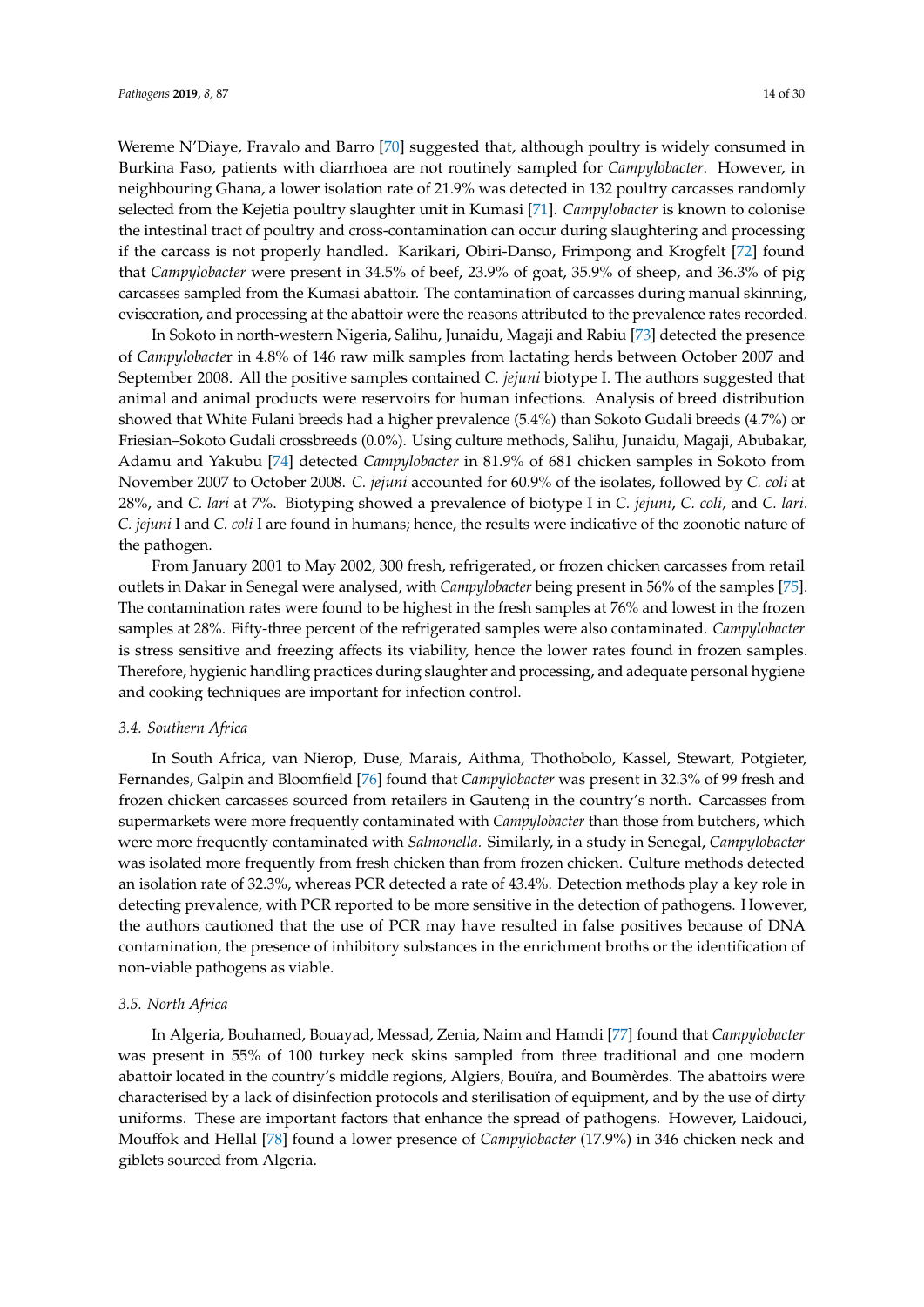Wereme N'Diaye, Fravalo and Barro [70] suggested that, although poultry is widely consumed in Burkina Faso, patients with diarrhoea are not routinely sampled for *Campylobacter*. However, in neighbouring Ghana, a lower isolation rate of 21.9% was detected in 132 poultry carcasses randomly selected from the Kejetia poultry slaughter unit in Kumasi [71]. *Campylobacter* is known to colonise the intestinal tract of poultry and cross-contamination can occur during slaughtering and processing if the carcass is not properly handled. Karikari, Obiri-Danso, Frimpong and Krogfelt [72] found that *Campylobacter* were present in 34.5% of beef, 23.9% of goat, 35.9% of sheep, and 36.3% of pig carcasses sampled from the Kumasi abattoir. The contamination of carcasses during manual skinning, evisceration, and processing at the abattoir were the reasons attributed to the prevalence rates recorded.

In Sokoto in north-western Nigeria, Salihu, Junaidu, Magaji and Rabiu [73] detected the presence of *Campylobacter* in 4.8% of 146 raw milk samples from lactating herds between October 2007 and September 2008. All the positive samples contained *C. jejuni* biotype I. The authors suggested that animal and animal products were reservoirs for human infections. Analysis of breed distribution showed that White Fulani breeds had a higher prevalence (5.4%) than Sokoto Gudali breeds (4.7%) or Friesian–Sokoto Gudali crossbreeds (0.0%). Using culture methods, Salihu, Junaidu, Magaji, Abubakar, Adamu and Yakubu [74] detected *Campylobacter* in 81.9% of 681 chicken samples in Sokoto from November 2007 to October 2008. *C. jejuni* accounted for 60.9% of the isolates, followed by *C. coli* at 28%, and *C. lari* at 7%. Biotyping showed a prevalence of biotype I in *C. jejuni*, *C. coli,* and *C. lari*. *C. jejuni* I and *C. coli* I are found in humans; hence, the results were indicative of the zoonotic nature of the pathogen.

From January 2001 to May 2002, 300 fresh, refrigerated, or frozen chicken carcasses from retail outlets in Dakar in Senegal were analysed, with *Campylobacter* being present in 56% of the samples [75]. The contamination rates were found to be highest in the fresh samples at 76% and lowest in the frozen samples at 28%. Fifty-three percent of the refrigerated samples were also contaminated. *Campylobacter* is stress sensitive and freezing affects its viability, hence the lower rates found in frozen samples. Therefore, hygienic handling practices during slaughter and processing, and adequate personal hygiene and cooking techniques are important for infection control.

### *3.4. Southern Africa*

In South Africa, van Nierop, Duse, Marais, Aithma, Thothobolo, Kassel, Stewart, Potgieter, Fernandes, Galpin and Bloomfield [76] found that *Campylobacter* was present in 32.3% of 99 fresh and frozen chicken carcasses sourced from retailers in Gauteng in the country's north. Carcasses from supermarkets were more frequently contaminated with *Campylobacter* than those from butchers, which were more frequently contaminated with *Salmonella.* Similarly, in a study in Senegal, *Campylobacter* was isolated more frequently from fresh chicken than from frozen chicken. Culture methods detected an isolation rate of 32.3%, whereas PCR detected a rate of 43.4%. Detection methods play a key role in detecting prevalence, with PCR reported to be more sensitive in the detection of pathogens. However, the authors cautioned that the use of PCR may have resulted in false positives because of DNA contamination, the presence of inhibitory substances in the enrichment broths or the identification of non-viable pathogens as viable.

### *3.5. North Africa*

In Algeria, Bouhamed, Bouayad, Messad, Zenia, Naim and Hamdi [77] found that *Campylobacter* was present in 55% of 100 turkey neck skins sampled from three traditional and one modern abattoir located in the country's middle regions, Algiers, Bouïra, and Boumèrdes. The abattoirs were characterised by a lack of disinfection protocols and sterilisation of equipment, and by the use of dirty uniforms. These are important factors that enhance the spread of pathogens. However, Laidouci, Mouffok and Hellal [78] found a lower presence of *Campylobacter* (17.9%) in 346 chicken neck and giblets sourced from Algeria.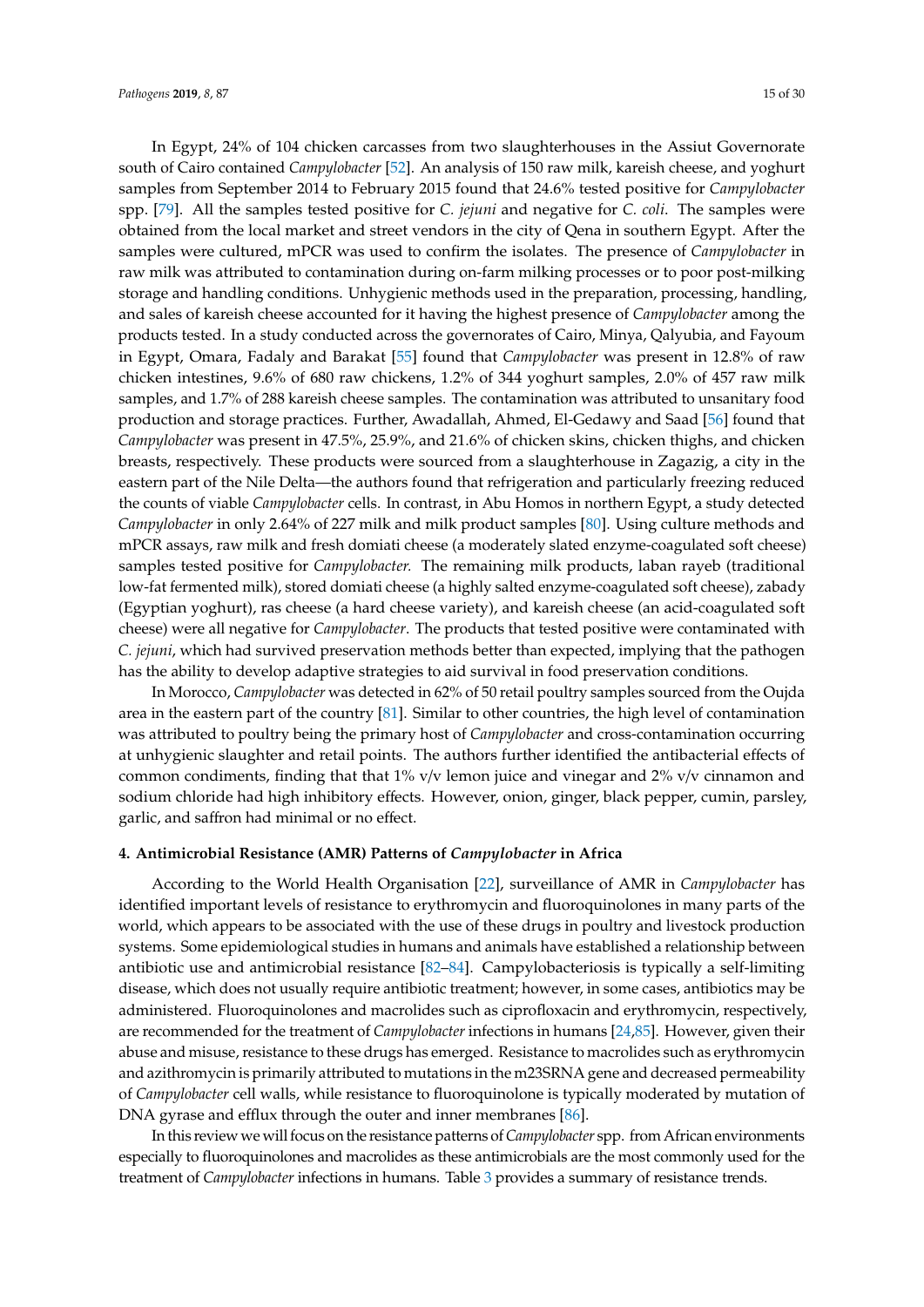In Egypt, 24% of 104 chicken carcasses from two slaughterhouses in the Assiut Governorate south of Cairo contained *Campylobacter* [52]. An analysis of 150 raw milk, kareish cheese, and yoghurt samples from September 2014 to February 2015 found that 24.6% tested positive for *Campylobacter* spp. [79]. All the samples tested positive for *C. jejuni* and negative for *C. coli*. The samples were obtained from the local market and street vendors in the city of Qena in southern Egypt. After the samples were cultured, mPCR was used to confirm the isolates. The presence of *Campylobacter* in raw milk was attributed to contamination during on-farm milking processes or to poor post-milking storage and handling conditions. Unhygienic methods used in the preparation, processing, handling, and sales of kareish cheese accounted for it having the highest presence of *Campylobacter* among the products tested. In a study conducted across the governorates of Cairo, Minya, Qalyubia, and Fayoum in Egypt, Omara, Fadaly and Barakat [55] found that *Campylobacter* was present in 12.8% of raw chicken intestines, 9.6% of 680 raw chickens, 1.2% of 344 yoghurt samples, 2.0% of 457 raw milk samples, and 1.7% of 288 kareish cheese samples. The contamination was attributed to unsanitary food production and storage practices. Further, Awadallah, Ahmed, El-Gedawy and Saad [56] found that *Campylobacter* was present in 47.5%, 25.9%, and 21.6% of chicken skins, chicken thighs, and chicken breasts, respectively. These products were sourced from a slaughterhouse in Zagazig, a city in the eastern part of the Nile Delta—the authors found that refrigeration and particularly freezing reduced the counts of viable *Campylobacter* cells. In contrast, in Abu Homos in northern Egypt, a study detected *Campylobacter* in only 2.64% of 227 milk and milk product samples [80]. Using culture methods and mPCR assays, raw milk and fresh domiati cheese (a moderately slated enzyme-coagulated soft cheese) samples tested positive for *Campylobacter.* The remaining milk products, laban rayeb (traditional low-fat fermented milk), stored domiati cheese (a highly salted enzyme-coagulated soft cheese), zabady (Egyptian yoghurt), ras cheese (a hard cheese variety), and kareish cheese (an acid-coagulated soft cheese) were all negative for *Campylobacter*. The products that tested positive were contaminated with *C. jejuni*, which had survived preservation methods better than expected, implying that the pathogen has the ability to develop adaptive strategies to aid survival in food preservation conditions.

In Morocco, *Campylobacter* was detected in 62% of 50 retail poultry samples sourced from the Oujda area in the eastern part of the country [81]. Similar to other countries, the high level of contamination was attributed to poultry being the primary host of *Campylobacter* and cross-contamination occurring at unhygienic slaughter and retail points. The authors further identified the antibacterial effects of common condiments, finding that that 1% v/v lemon juice and vinegar and 2% v/v cinnamon and sodium chloride had high inhibitory effects. However, onion, ginger, black pepper, cumin, parsley, garlic, and saffron had minimal or no effect.

## 4. Antimicrobial Resistance (AMR) Patterns of *Campylobacter* in Africa

According to the World Health Organisation [22], surveillance of AMR in *Campylobacter* has identified important levels of resistance to erythromycin and fluoroquinolones in many parts of the world, which appears to be associated with the use of these drugs in poultry and livestock production systems. Some epidemiological studies in humans and animals have established a relationship between antibiotic use and antimicrobial resistance [82–84]. Campylobacteriosis is typically a self-limiting disease, which does not usually require antibiotic treatment; however, in some cases, antibiotics may be administered. Fluoroquinolones and macrolides such as ciprofloxacin and erythromycin, respectively, are recommended for the treatment of *Campylobacter* infections in humans [24,85]. However, given their abuse and misuse, resistance to these drugs has emerged. Resistance to macrolides such as erythromycin and azithromycin is primarily attributed to mutations in the m23SRNA gene and decreased permeability of *Campylobacter* cell walls, while resistance to fluoroquinolone is typically moderated by mutation of DNA gyrase and efflux through the outer and inner membranes [86].

In this review we will focus on the resistance patterns of *Campylobacter* spp. from African environments especially to fluoroquinolones and macrolides as these antimicrobials are the most commonly used for the treatment of *Campylobacter* infections in humans. Table 3 provides a summary of resistance trends.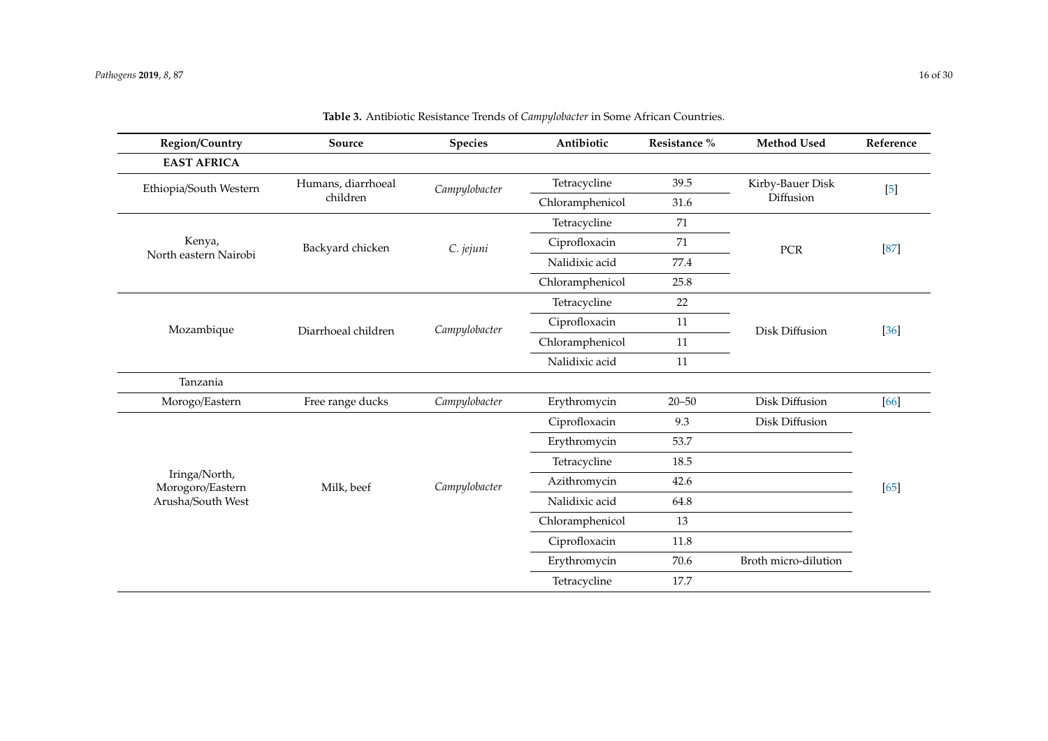**Table 3.** Antibiotic Resistance Trends of *Campylobacter* in Some African Countries.

| Region/Country | Source | Species | Antibiotic | Resistance % | Method Used | Reference |
|---|---|---|---|---|---|---|
| **EAST AFRICA** | | | | | | |
| Ethiopia/South Western | Humans, diarrhoeal children | *Campylobacter* | Tetracycline | 39.5 | Kirby-Bauer Disk Diffusion | [5] |
| | | | Chloramphenicol | 31.6 | | |
| Kenya, North eastern Nairobi | Backyard chicken | *C. jejuni* | Tetracycline | 71 | PCR | [87] |
| | | | Ciprofloxacin | 71 | | |
| | | | Nalidixic acid | 77.4 | | |
| | | | Chloramphenicol | 25.8 | | |
| Mozambique | Diarrhoeal children | *Campylobacter* | Tetracycline | 22 | Disk Diffusion | [36] |
| | | | Ciprofloxacin | 11 | | |
| | | | Chloramphenicol | 11 | | |
| | | | Nalidixic acid | 11 | | |
| Tanzania | | | | | | |
| Morogo/Eastern | Free range ducks | *Campylobacter* | Erythromycin | 20–50 | Disk Diffusion | [66] |
| Iringa/North, Morogoro/Eastern Arusha/South West | Milk, beef | *Campylobacter* | Ciprofloxacin | 9.3 | Disk Diffusion | [65] |
| | | | Erythromycin | 53.7 | | |
| | | | Tetracycline | 18.5 | | |
| | | | Azithromycin | 42.6 | | |
| | | | Nalidixic acid | 64.8 | | |
| | | | Chloramphenicol | 13 | | |
| | | | Ciprofloxacin | 11.8 | | |
| | | | Erythromycin | 70.6 | Broth micro-dilution | |
| | | | Tetracycline | 17.7 | | |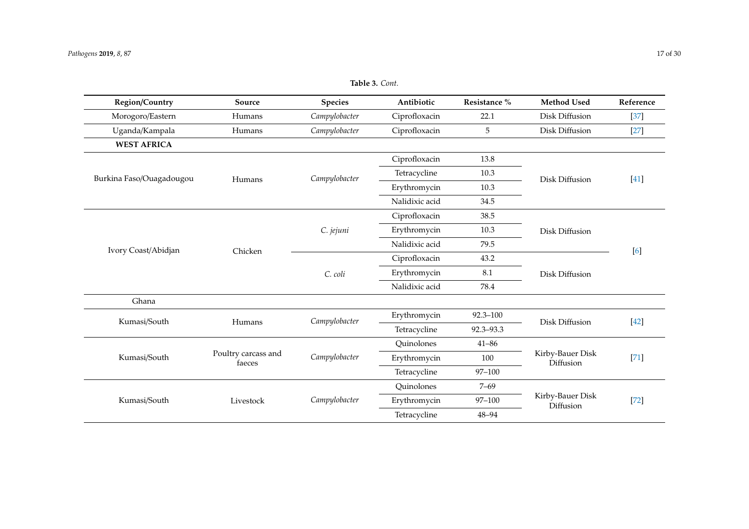**Table 3.** *Cont.*

| Region/Country | Source | Species | Antibiotic | Resistance % | Method Used | Reference |
|---|---|---|---|---|---|---|
| Morogoro/Eastern | Humans | *Campylobacter* | Ciprofloxacin | 22.1 | Disk Diffusion | [37] |
| Uganda/Kampala | Humans | *Campylobacter* | Ciprofloxacin | 5 | Disk Diffusion | [27] |
| **WEST AFRICA** | | | | | | |
| Burkina Faso/Ouagadougou | Humans | *Campylobacter* | Ciprofloxacin | 13.8 | Disk Diffusion | [41] |
| | | | Tetracycline | 10.3 | | |
| | | | Erythromycin | 10.3 | | |
| | | | Nalidixic acid | 34.5 | | |
| Ivory Coast/Abidjan | Chicken | *C. jejuni* | Ciprofloxacin | 38.5 | Disk Diffusion | [6] |
| | | | Erythromycin | 10.3 | | |
| | | | Nalidixic acid | 79.5 | | |
| | | *C. coli* | Ciprofloxacin | 43.2 | Disk Diffusion | |
| | | | Erythromycin | 8.1 | | |
| | | | Nalidixic acid | 78.4 | | |
| Ghana | | | | | | |
| Kumasi/South | Humans | *Campylobacter* | Erythromycin | 92.3–100 | Disk Diffusion | [42] |
| | | | Tetracycline | 92.3–93.3 | | |
| Kumasi/South | Poultry carcass and faeces | *Campylobacter* | Quinolones | 41–86 | Kirby-Bauer Disk Diffusion | [71] |
| | | | Erythromycin | 100 | | |
| | | | Tetracycline | 97–100 | | |
| Kumasi/South | Livestock | *Campylobacter* | Quinolones | 7–69 | Kirby-Bauer Disk Diffusion | [72] |
| | | | Erythromycin | 97–100 | | |
| | | | Tetracycline | 48–94 | | |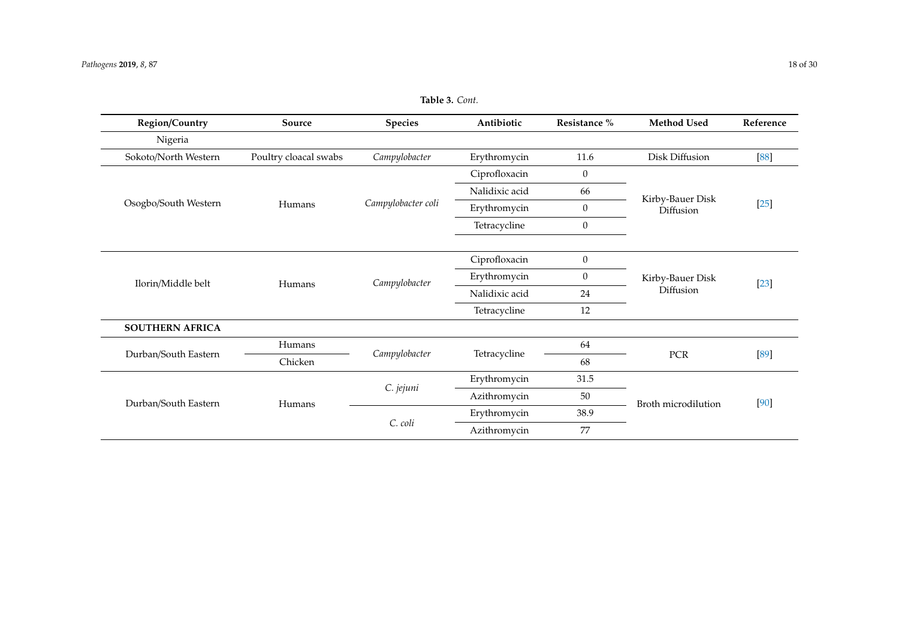**Table 3.** *Cont.*

| Region/Country | Source | Species | Antibiotic | Resistance % | Method Used | Reference |
|---|---|---|---|---|---|---|
| Nigeria | | | | | | |
| Sokoto/North Western | Poultry cloacal swabs | *Campylobacter* | Erythromycin | 11.6 | Disk Diffusion | [88] |
| Osogbo/South Western | Humans | *Campylobacter coli* | Ciprofloxacin | 0 | Kirby-Bauer Disk Diffusion | [25] |
| | | | Nalidixic acid | 66 | | |
| | | | Erythromycin | 0 | | |
| | | | Tetracycline | 0 | | |
| Ilorin/Middle belt | Humans | *Campylobacter* | Ciprofloxacin | 0 | Kirby-Bauer Disk Diffusion | [23] |
| | | | Erythromycin | 0 | | |
| | | | Nalidixic acid | 24 | | |
| | | | Tetracycline | 12 | | |
| **SOUTHERN AFRICA** | | | | | | |
| Durban/South Eastern | Humans | *Campylobacter* | Tetracycline | 64 | PCR | [89] |
| | Chicken | | | 68 | | |
| Durban/South Eastern | Humans | *C. jejuni* | Erythromycin | 31.5 | Broth microdilution | [90] |
| | | | Azithromycin | 50 | | |
| | | *C. coli* | Erythromycin | 38.9 | | |
| | | | Azithromycin | 77 | | |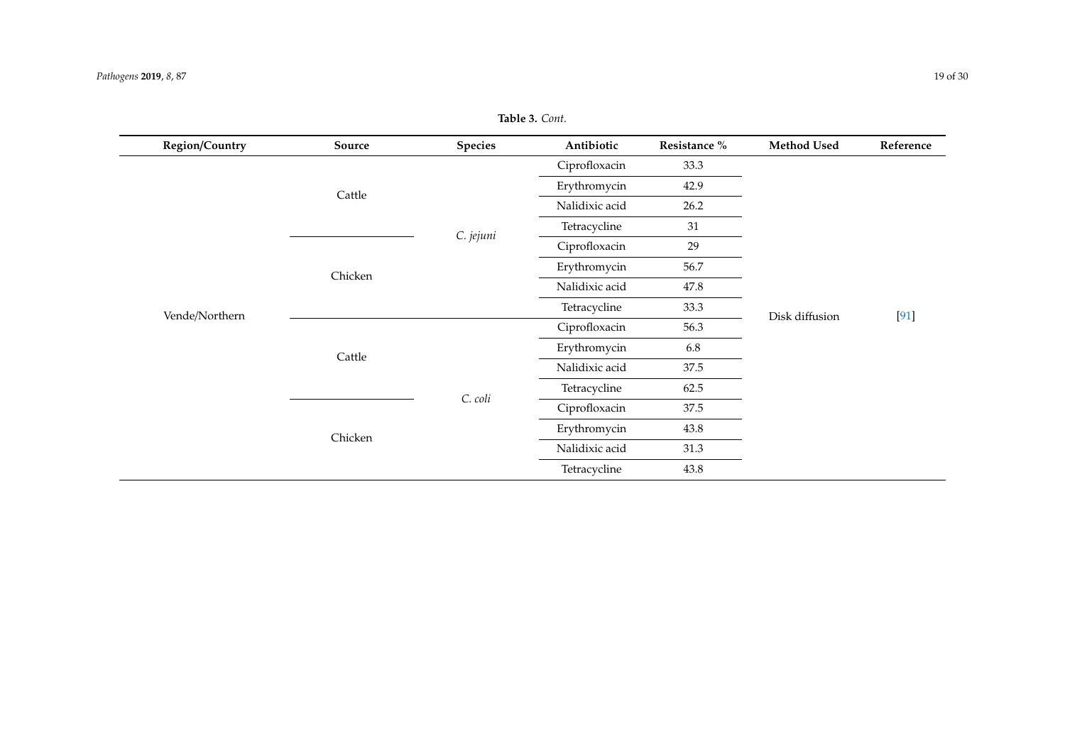**Table 3.** *Cont.*

| Region/Country | Source | Species | Antibiotic | Resistance % | Method Used | Reference |
|---|---|---|---|---|---|---|
| Vende/Northern | Cattle | *C. jejuni* | Ciprofloxacin | 33.3 | Disk diffusion | [91] |
| | | | Erythromycin | 42.9 | | |
| | | | Nalidixic acid | 26.2 | | |
| | | | Tetracycline | 31 | | |
| | Chicken | | Ciprofloxacin | 29 | | |
| | | | Erythromycin | 56.7 | | |
| | | | Nalidixic acid | 47.8 | | |
| | | | Tetracycline | 33.3 | | |
| | Cattle | *C. coli* | Ciprofloxacin | 56.3 | | |
| | | | Erythromycin | 6.8 | | |
| | | | Nalidixic acid | 37.5 | | |
| | | | Tetracycline | 62.5 | | |
| | Chicken | | Ciprofloxacin | 37.5 | | |
| | | | Erythromycin | 43.8 | | |
| | | | Nalidixic acid | 31.3 | | |
| | | | Tetracycline | 43.8 | | |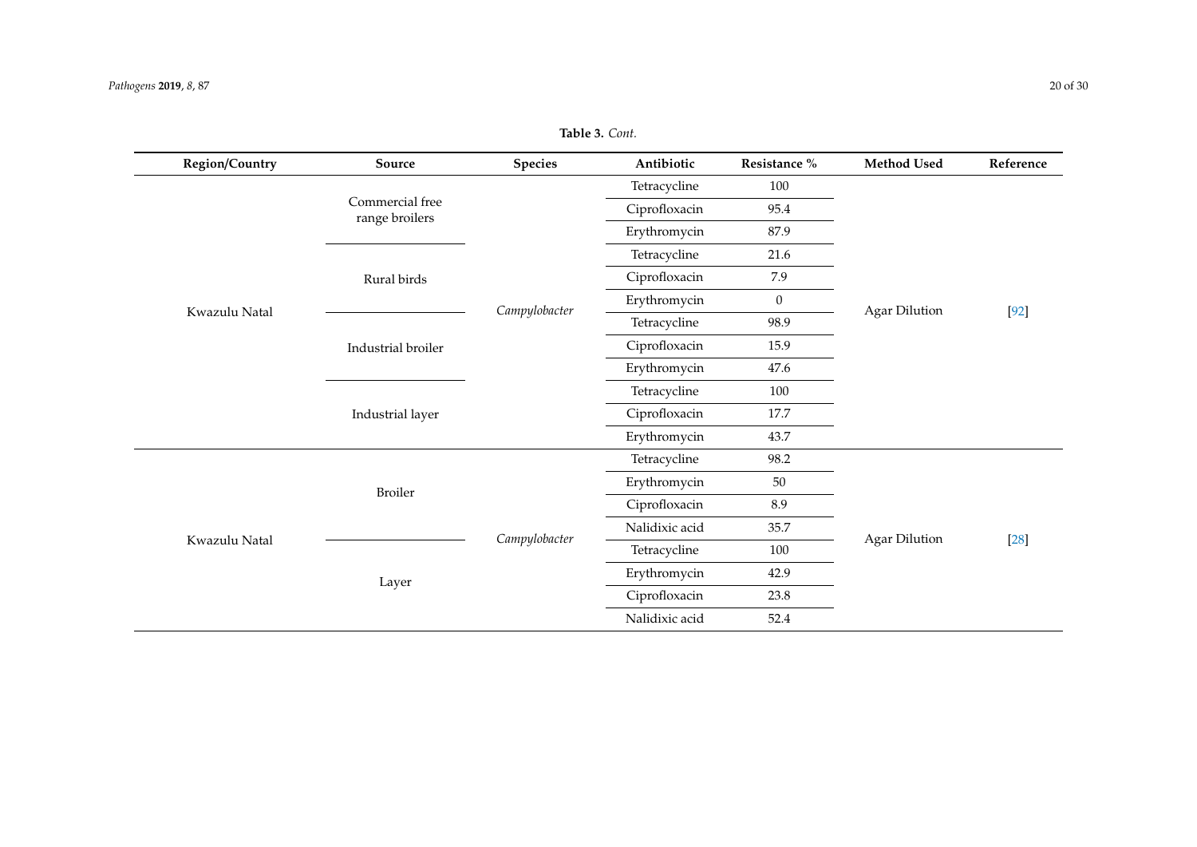**Table 3.** *Cont.*

| Region/Country | Source | Species | Antibiotic | Resistance % | Method Used | Reference |
|---|---|---|---|---|---|---|
| Kwazulu Natal | Commercial free range broilers | *Campylobacter* | Tetracycline | 100 | Agar Dilution | [92] |
| | | | Ciprofloxacin | 95.4 | | |
| | | | Erythromycin | 87.9 | | |
| | Rural birds | | Tetracycline | 21.6 | | |
| | | | Ciprofloxacin | 7.9 | | |
| | | | Erythromycin | 0 | | |
| | Industrial broiler | | Tetracycline | 98.9 | | |
| | | | Ciprofloxacin | 15.9 | | |
| | | | Erythromycin | 47.6 | | |
| | Industrial layer | | Tetracycline | 100 | | |
| | | | Ciprofloxacin | 17.7 | | |
| | | | Erythromycin | 43.7 | | |
| Kwazulu Natal | Broiler | *Campylobacter* | Tetracycline | 98.2 | Agar Dilution | [28] |
| | | | Erythromycin | 50 | | |
| | | | Ciprofloxacin | 8.9 | | |
| | | | Nalidixic acid | 35.7 | | |
| | Layer | | Tetracycline | 100 | | |
| | | | Erythromycin | 42.9 | | |
| | | | Ciprofloxacin | 23.8 | | |
| | | | Nalidixic acid | 52.4 | | |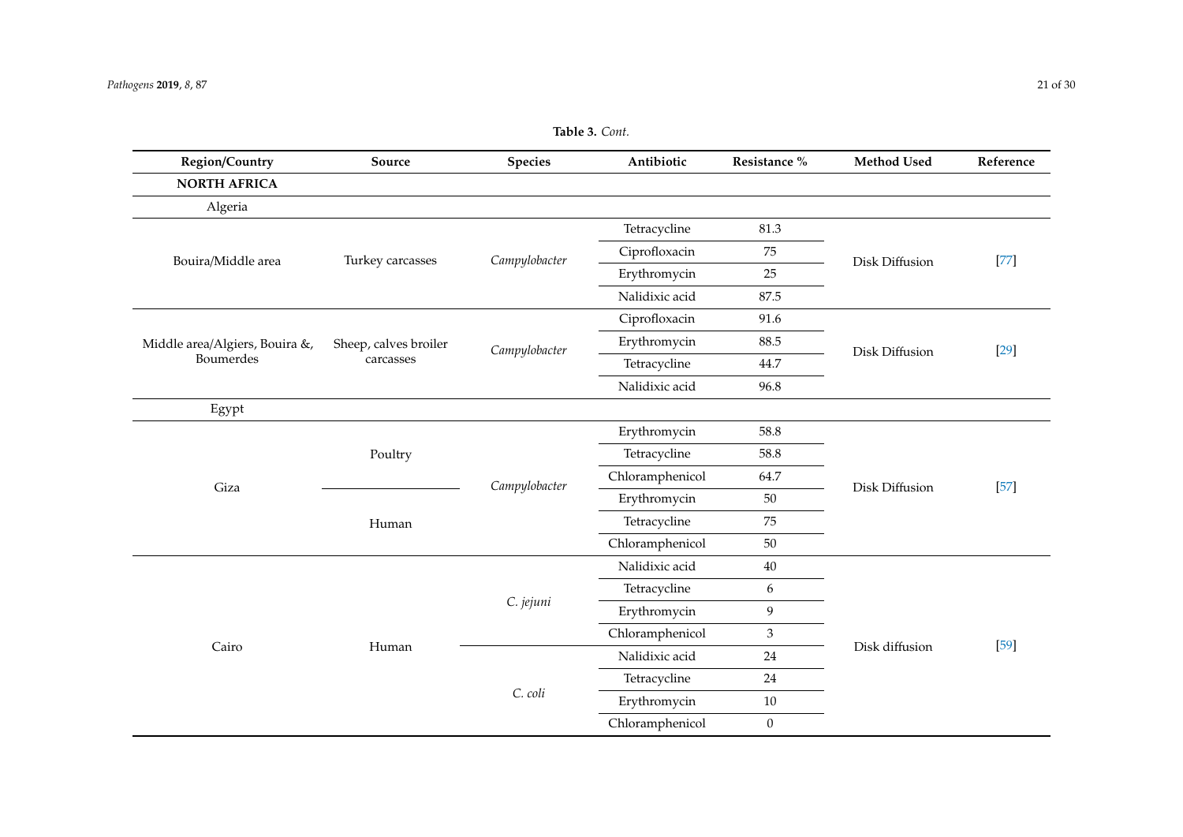**Table 3.** *Cont.*

| Region/Country | Source | Species | Antibiotic | Resistance % | Method Used | Reference |
| --- | --- | --- | --- | --- | --- | --- |
| **NORTH AFRICA** | | | | | | |
| Algeria | | | | | | |
| Bouira/Middle area | Turkey carcasses | *Campylobacter* | Tetracycline | 81.3 | Disk Diffusion | [77] |
| | | | Ciprofloxacin | 75 | | |
| | | | Erythromycin | 25 | | |
| | | | Nalidixic acid | 87.5 | | |
| Middle area/Algiers, Bouira &, Boumerdes | Sheep, calves broiler carcasses | *Campylobacter* | Ciprofloxacin | 91.6 | Disk Diffusion | [29] |
| | | | Erythromycin | 88.5 | | |
| | | | Tetracycline | 44.7 | | |
| | | | Nalidixic acid | 96.8 | | |
| Egypt | | | | | | |
| Giza | Poultry | *Campylobacter* | Erythromycin | 58.8 | Disk Diffusion | [57] |
| | | | Tetracycline | 58.8 | | |
| | | | Chloramphenicol | 64.7 | | |
| | Human | | Erythromycin | 50 | | |
| | | | Tetracycline | 75 | | |
| | | | Chloramphenicol | 50 | | |
| Cairo | Human | *C. jejuni* | Nalidixic acid | 40 | Disk diffusion | [59] |
| | | | Tetracycline | 6 | | |
| | | | Erythromycin | 9 | | |
| | | | Chloramphenicol | 3 | | |
| | | *C. coli* | Nalidixic acid | 24 | | |
| | | | Tetracycline | 24 | | |
| | | | Erythromycin | 10 | | |
| | | | Chloramphenicol | 0 | | |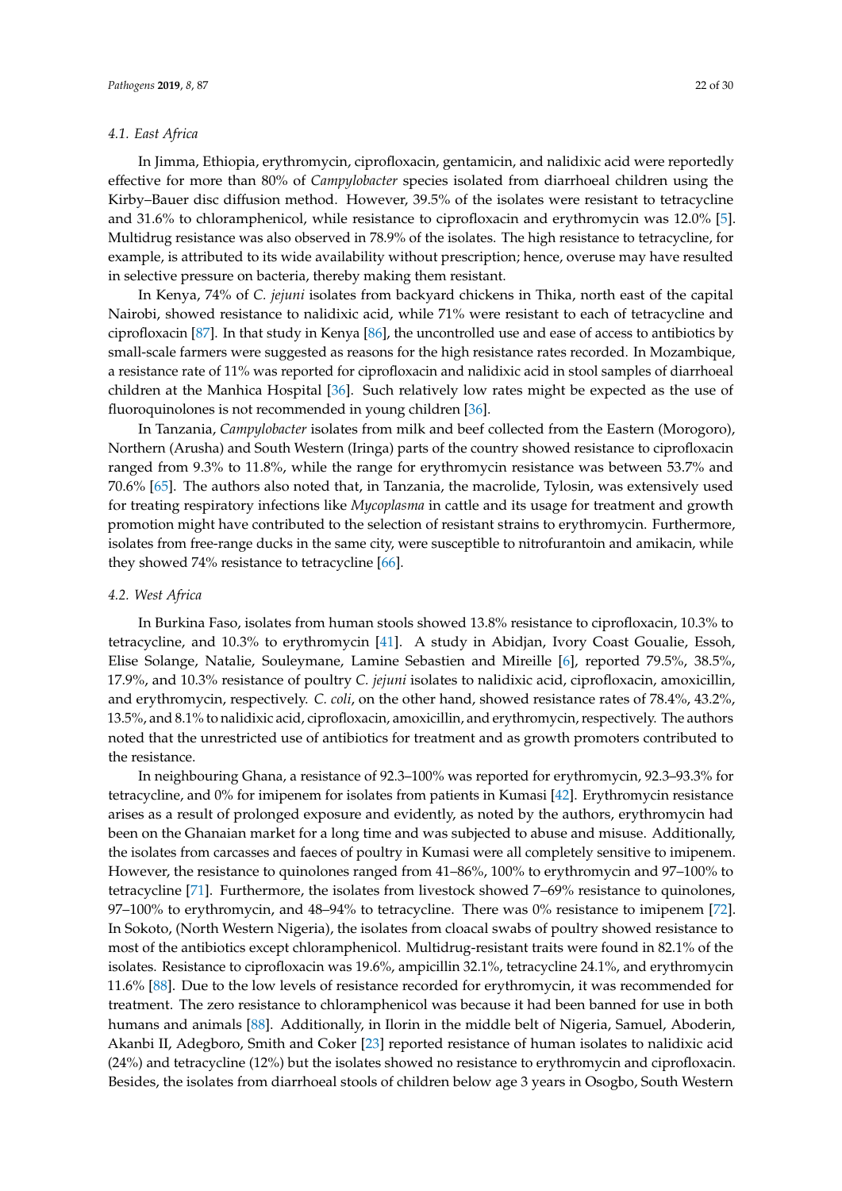### 4.1. East Africa

In Jimma, Ethiopia, erythromycin, ciprofloxacin, gentamicin, and nalidixic acid were reportedly effective for more than 80% of *Campylobacter* species isolated from diarrhoeal children using the Kirby–Bauer disc diffusion method. However, 39.5% of the isolates were resistant to tetracycline and 31.6% to chloramphenicol, while resistance to ciprofloxacin and erythromycin was 12.0% [5]. Multidrug resistance was also observed in 78.9% of the isolates. The high resistance to tetracycline, for example, is attributed to its wide availability without prescription; hence, overuse may have resulted in selective pressure on bacteria, thereby making them resistant.

In Kenya, 74% of *C. jejuni* isolates from backyard chickens in Thika, north east of the capital Nairobi, showed resistance to nalidixic acid, while 71% were resistant to each of tetracycline and ciprofloxacin [87]. In that study in Kenya [86], the uncontrolled use and ease of access to antibiotics by small-scale farmers were suggested as reasons for the high resistance rates recorded. In Mozambique, a resistance rate of 11% was reported for ciprofloxacin and nalidixic acid in stool samples of diarrhoeal children at the Manhica Hospital [36]. Such relatively low rates might be expected as the use of fluoroquinolones is not recommended in young children [36].

In Tanzania, *Campylobacter* isolates from milk and beef collected from the Eastern (Morogoro), Northern (Arusha) and South Western (Iringa) parts of the country showed resistance to ciprofloxacin ranged from 9.3% to 11.8%, while the range for erythromycin resistance was between 53.7% and 70.6% [65]. The authors also noted that, in Tanzania, the macrolide, Tylosin, was extensively used for treating respiratory infections like *Mycoplasma* in cattle and its usage for treatment and growth promotion might have contributed to the selection of resistant strains to erythromycin. Furthermore, isolates from free-range ducks in the same city, were susceptible to nitrofurantoin and amikacin, while they showed 74% resistance to tetracycline [66].

### 4.2. West Africa

In Burkina Faso, isolates from human stools showed 13.8% resistance to ciprofloxacin, 10.3% to tetracycline, and 10.3% to erythromycin [41]. A study in Abidjan, Ivory Coast Goualie, Essoh, Elise Solange, Natalie, Souleymane, Lamine Sebastien and Mireille [6], reported 79.5%, 38.5%, 17.9%, and 10.3% resistance of poultry *C. jejuni* isolates to nalidixic acid, ciprofloxacin, amoxicillin, and erythromycin, respectively. *C. coli*, on the other hand, showed resistance rates of 78.4%, 43.2%, 13.5%, and 8.1% to nalidixic acid, ciprofloxacin, amoxicillin, and erythromycin, respectively. The authors noted that the unrestricted use of antibiotics for treatment and as growth promoters contributed to the resistance.

In neighbouring Ghana, a resistance of 92.3–100% was reported for erythromycin, 92.3–93.3% for tetracycline, and 0% for imipenem for isolates from patients in Kumasi [42]. Erythromycin resistance arises as a result of prolonged exposure and evidently, as noted by the authors, erythromycin had been on the Ghanaian market for a long time and was subjected to abuse and misuse. Additionally, the isolates from carcasses and faeces of poultry in Kumasi were all completely sensitive to imipenem. However, the resistance to quinolones ranged from 41–86%, 100% to erythromycin and 97–100% to tetracycline [71]. Furthermore, the isolates from livestock showed 7–69% resistance to quinolones, 97–100% to erythromycin, and 48–94% to tetracycline. There was 0% resistance to imipenem [72]. In Sokoto, (North Western Nigeria), the isolates from cloacal swabs of poultry showed resistance to most of the antibiotics except chloramphenicol. Multidrug-resistant traits were found in 82.1% of the isolates. Resistance to ciprofloxacin was 19.6%, ampicillin 32.1%, tetracycline 24.1%, and erythromycin 11.6% [88]. Due to the low levels of resistance recorded for erythromycin, it was recommended for treatment. The zero resistance to chloramphenicol was because it had been banned for use in both humans and animals [88]. Additionally, in Ilorin in the middle belt of Nigeria, Samuel, Aboderin, Akanbi II, Adegboro, Smith and Coker [23] reported resistance of human isolates to nalidixic acid (24%) and tetracycline (12%) but the isolates showed no resistance to erythromycin and ciprofloxacin. Besides, the isolates from diarrhoeal stools of children below age 3 years in Osogbo, South Western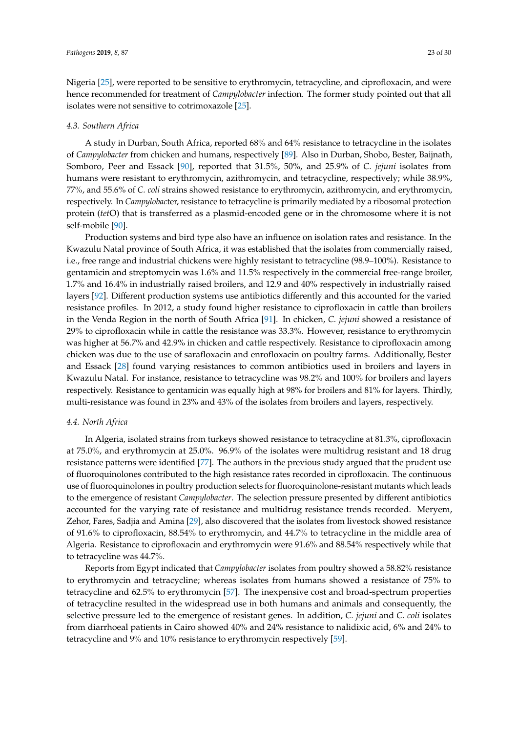Nigeria [25], were reported to be sensitive to erythromycin, tetracycline, and ciprofloxacin, and were hence recommended for treatment of *Campylobacter* infection. The former study pointed out that all isolates were not sensitive to cotrimoxazole [25].

### 4.3. Southern Africa

A study in Durban, South Africa, reported 68% and 64% resistance to tetracycline in the isolates of *Campylobacter* from chicken and humans, respectively [89]. Also in Durban, Shobo, Bester, Baijnath, Somboro, Peer and Essack [90], reported that 31.5%, 50%, and 25.9% of *C. jejuni* isolates from humans were resistant to erythromycin, azithromycin, and tetracycline, respectively; while 38.9%, 77%, and 55.6% of *C. coli* strains showed resistance to erythromycin, azithromycin, and erythromycin, respectively. In *Campylobac*ter, resistance to tetracycline is primarily mediated by a ribosomal protection protein (*tet*O) that is transferred as a plasmid-encoded gene or in the chromosome where it is not self-mobile [90].

Production systems and bird type also have an influence on isolation rates and resistance. In the Kwazulu Natal province of South Africa, it was established that the isolates from commercially raised, i.e., free range and industrial chickens were highly resistant to tetracycline (98.9–100%). Resistance to gentamicin and streptomycin was 1.6% and 11.5% respectively in the commercial free-range broiler, 1.7% and 16.4% in industrially raised broilers, and 12.9 and 40% respectively in industrially raised layers [92]. Different production systems use antibiotics differently and this accounted for the varied resistance profiles. In 2012, a study found higher resistance to ciprofloxacin in cattle than broilers in the Venda Region in the north of South Africa [91]. In chicken, *C. jejuni* showed a resistance of 29% to ciprofloxacin while in cattle the resistance was 33.3%. However, resistance to erythromycin was higher at 56.7% and 42.9% in chicken and cattle respectively. Resistance to ciprofloxacin among chicken was due to the use of sarafloxacin and enrofloxacin on poultry farms. Additionally, Bester and Essack [28] found varying resistances to common antibiotics used in broilers and layers in Kwazulu Natal. For instance, resistance to tetracycline was 98.2% and 100% for broilers and layers respectively. Resistance to gentamicin was equally high at 98% for broilers and 81% for layers. Thirdly, multi-resistance was found in 23% and 43% of the isolates from broilers and layers, respectively.

### 4.4. North Africa

In Algeria, isolated strains from turkeys showed resistance to tetracycline at 81.3%, ciprofloxacin at 75.0%, and erythromycin at 25.0%. 96.9% of the isolates were multidrug resistant and 18 drug resistance patterns were identified [77]. The authors in the previous study argued that the prudent use of fluoroquinolones contributed to the high resistance rates recorded in ciprofloxacin. The continuous use of fluoroquinolones in poultry production selects for fluoroquinolone-resistant mutants which leads to the emergence of resistant *Campylobacter*. The selection pressure presented by different antibiotics accounted for the varying rate of resistance and multidrug resistance trends recorded. Meryem, Zehor, Fares, Sadjia and Amina [29], also discovered that the isolates from livestock showed resistance of 91.6% to ciprofloxacin, 88.54% to erythromycin, and 44.7% to tetracycline in the middle area of Algeria. Resistance to ciprofloxacin and erythromycin were 91.6% and 88.54% respectively while that to tetracycline was 44.7%.

Reports from Egypt indicated that *Campylobacter* isolates from poultry showed a 58.82% resistance to erythromycin and tetracycline; whereas isolates from humans showed a resistance of 75% to tetracycline and 62.5% to erythromycin [57]. The inexpensive cost and broad-spectrum properties of tetracycline resulted in the widespread use in both humans and animals and consequently, the selective pressure led to the emergence of resistant genes. In addition, *C. jejuni* and *C. coli* isolates from diarrhoeal patients in Cairo showed 40% and 24% resistance to nalidixic acid, 6% and 24% to tetracycline and 9% and 10% resistance to erythromycin respectively [59].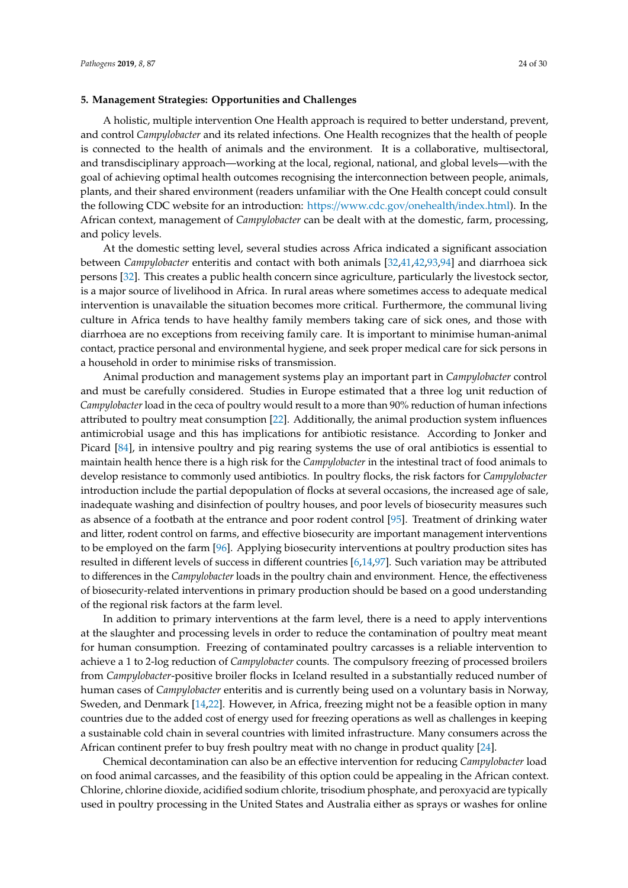## 5. Management Strategies: Opportunities and Challenges

A holistic, multiple intervention One Health approach is required to better understand, prevent, and control *Campylobacter* and its related infections. One Health recognizes that the health of people is connected to the health of animals and the environment. It is a collaborative, multisectoral, and transdisciplinary approach—working at the local, regional, national, and global levels—with the goal of achieving optimal health outcomes recognising the interconnection between people, animals, plants, and their shared environment (readers unfamiliar with the One Health concept could consult the following CDC website for an introduction: https://www.cdc.gov/onehealth/index.html). In the African context, management of *Campylobacter* can be dealt with at the domestic, farm, processing, and policy levels.

At the domestic setting level, several studies across Africa indicated a significant association between *Campylobacter* enteritis and contact with both animals [32,41,42,93,94] and diarrhoea sick persons [32]. This creates a public health concern since agriculture, particularly the livestock sector, is a major source of livelihood in Africa. In rural areas where sometimes access to adequate medical intervention is unavailable the situation becomes more critical. Furthermore, the communal living culture in Africa tends to have healthy family members taking care of sick ones, and those with diarrhoea are no exceptions from receiving family care. It is important to minimise human-animal contact, practice personal and environmental hygiene, and seek proper medical care for sick persons in a household in order to minimise risks of transmission.

Animal production and management systems play an important part in *Campylobacter* control and must be carefully considered. Studies in Europe estimated that a three log unit reduction of *Campylobacter* load in the ceca of poultry would result to a more than 90% reduction of human infections attributed to poultry meat consumption [22]. Additionally, the animal production system influences antimicrobial usage and this has implications for antibiotic resistance. According to Jonker and Picard [84], in intensive poultry and pig rearing systems the use of oral antibiotics is essential to maintain health hence there is a high risk for the *Campylobacter* in the intestinal tract of food animals to develop resistance to commonly used antibiotics. In poultry flocks, the risk factors for *Campylobacter* introduction include the partial depopulation of flocks at several occasions, the increased age of sale, inadequate washing and disinfection of poultry houses, and poor levels of biosecurity measures such as absence of a footbath at the entrance and poor rodent control [95]. Treatment of drinking water and litter, rodent control on farms, and effective biosecurity are important management interventions to be employed on the farm [96]. Applying biosecurity interventions at poultry production sites has resulted in different levels of success in different countries [6,14,97]. Such variation may be attributed to differences in the *Campylobacter* loads in the poultry chain and environment. Hence, the effectiveness of biosecurity-related interventions in primary production should be based on a good understanding of the regional risk factors at the farm level.

In addition to primary interventions at the farm level, there is a need to apply interventions at the slaughter and processing levels in order to reduce the contamination of poultry meat meant for human consumption. Freezing of contaminated poultry carcasses is a reliable intervention to achieve a 1 to 2-log reduction of *Campylobacter* counts. The compulsory freezing of processed broilers from *Campylobacter*-positive broiler flocks in Iceland resulted in a substantially reduced number of human cases of *Campylobacter* enteritis and is currently being used on a voluntary basis in Norway, Sweden, and Denmark [14,22]. However, in Africa, freezing might not be a feasible option in many countries due to the added cost of energy used for freezing operations as well as challenges in keeping a sustainable cold chain in several countries with limited infrastructure. Many consumers across the African continent prefer to buy fresh poultry meat with no change in product quality [24].

Chemical decontamination can also be an effective intervention for reducing *Campylobacter* load on food animal carcasses, and the feasibility of this option could be appealing in the African context. Chlorine, chlorine dioxide, acidified sodium chlorite, trisodium phosphate, and peroxyacid are typically used in poultry processing in the United States and Australia either as sprays or washes for online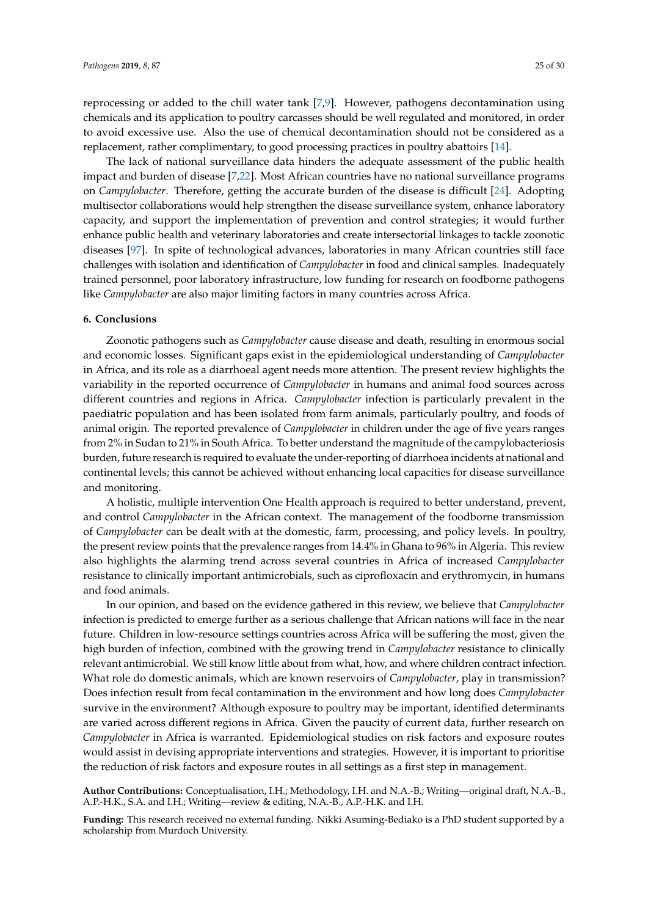reprocessing or added to the chill water tank [7,9]. However, pathogens decontamination using chemicals and its application to poultry carcasses should be well regulated and monitored, in order to avoid excessive use. Also the use of chemical decontamination should not be considered as a replacement, rather complimentary, to good processing practices in poultry abattoirs [14].

The lack of national surveillance data hinders the adequate assessment of the public health impact and burden of disease [7,22]. Most African countries have no national surveillance programs on *Campylobacter*. Therefore, getting the accurate burden of the disease is difficult [24]. Adopting multisector collaborations would help strengthen the disease surveillance system, enhance laboratory capacity, and support the implementation of prevention and control strategies; it would further enhance public health and veterinary laboratories and create intersectorial linkages to tackle zoonotic diseases [97]. In spite of technological advances, laboratories in many African countries still face challenges with isolation and identification of *Campylobacter* in food and clinical samples. Inadequately trained personnel, poor laboratory infrastructure, low funding for research on foodborne pathogens like *Campylobacter* are also major limiting factors in many countries across Africa.

## 6. Conclusions

Zoonotic pathogens such as *Campylobacter* cause disease and death, resulting in enormous social and economic losses. Significant gaps exist in the epidemiological understanding of *Campylobacter* in Africa, and its role as a diarrhoeal agent needs more attention. The present review highlights the variability in the reported occurrence of *Campylobacter* in humans and animal food sources across different countries and regions in Africa. *Campylobacter* infection is particularly prevalent in the paediatric population and has been isolated from farm animals, particularly poultry, and foods of animal origin. The reported prevalence of *Campylobacter* in children under the age of five years ranges from 2% in Sudan to 21% in South Africa. To better understand the magnitude of the campylobacteriosis burden, future research is required to evaluate the under-reporting of diarrhoea incidents at national and continental levels; this cannot be achieved without enhancing local capacities for disease surveillance and monitoring.

A holistic, multiple intervention One Health approach is required to better understand, prevent, and control *Campylobacter* in the African context. The management of the foodborne transmission of *Campylobacter* can be dealt with at the domestic, farm, processing, and policy levels. In poultry, the present review points that the prevalence ranges from 14.4% in Ghana to 96% in Algeria. This review also highlights the alarming trend across several countries in Africa of increased *Campylobacter* resistance to clinically important antimicrobials, such as ciprofloxacin and erythromycin, in humans and food animals.

In our opinion, and based on the evidence gathered in this review, we believe that *Campylobacter* infection is predicted to emerge further as a serious challenge that African nations will face in the near future. Children in low-resource settings countries across Africa will be suffering the most, given the high burden of infection, combined with the growing trend in *Campylobacter* resistance to clinically relevant antimicrobial. We still know little about from what, how, and where children contract infection. What role do domestic animals, which are known reservoirs of *Campylobacter*, play in transmission? Does infection result from fecal contamination in the environment and how long does *Campylobacter* survive in the environment? Although exposure to poultry may be important, identified determinants are varied across different regions in Africa. Given the paucity of current data, further research on *Campylobacter* in Africa is warranted. Epidemiological studies on risk factors and exposure routes would assist in devising appropriate interventions and strategies. However, it is important to prioritise the reduction of risk factors and exposure routes in all settings as a first step in management.

**Author Contributions:** Conceptualisation, I.H.; Methodology, I.H. and N.A.-B.; Writing—original draft, N.A.-B., A.P.-H.K., S.A. and I.H.; Writing—review & editing, N.A.-B., A.P.-H.K. and I.H.

**Funding:** This research received no external funding. Nikki Asuming-Bediako is a PhD student supported by a scholarship from Murdoch University.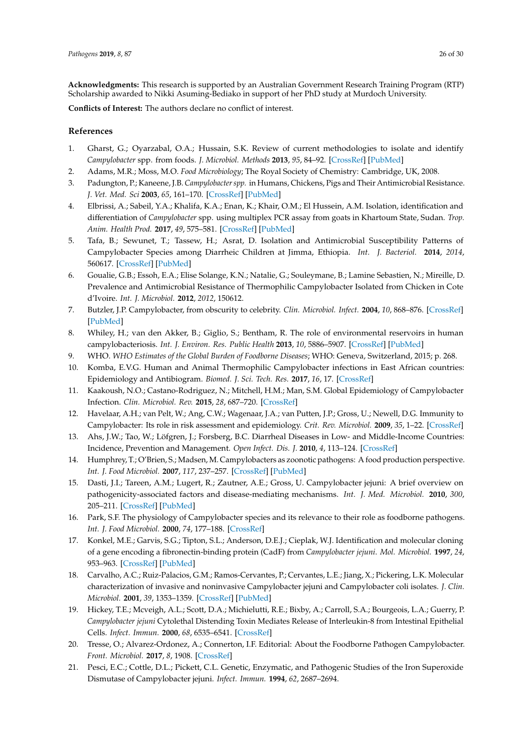**Acknowledgments:** This research is supported by an Australian Government Research Training Program (RTP) Scholarship awarded to Nikki Asuming-Bediako in support of her PhD study at Murdoch University.

**Conflicts of Interest:** The authors declare no conflict of interest.

## References

1. Gharst, G.; Oyarzabal, O.A.; Hussain, S.K. Review of current methodologies to isolate and identify *Campylobacter* spp. from foods. *J. Microbiol. Methods* **2013**, *95*, 84–92. [CrossRef] [PubMed]
2. Adams, M.R.; Moss, M.O. *Food Microbiology*; The Royal Society of Chemistry: Cambridge, UK, 2008.
3. Padungton, P.; Kaneene, J.B. *Campylobacter spp.* in Humans, Chickens, Pigs and Their Antimicrobial Resistance. *J. Vet. Med. Sci* **2003**, *65*, 161–170. [CrossRef] [PubMed]
4. Elbrissi, A.; Sabeil, Y.A.; Khalifa, K.A.; Enan, K.; Khair, O.M.; El Hussein, A.M. Isolation, identification and differentiation of *Campylobacter* spp. using multiplex PCR assay from goats in Khartoum State, Sudan. *Trop. Anim. Health Prod.* **2017**, *49*, 575–581. [CrossRef] [PubMed]
5. Tafa, B.; Sewunet, T.; Tassew, H.; Asrat, D. Isolation and Antimicrobial Susceptibility Patterns of Campylobacter Species among Diarrheic Children at Jimma, Ethiopia. *Int. J. Bacteriol.* **2014**, *2014*, 560617. [CrossRef] [PubMed]
6. Goualie, G.B.; Essoh, E.A.; Elise Solange, K.N.; Natalie, G.; Souleymane, B.; Lamine Sebastien, N.; Mireille, D. Prevalence and Antimicrobial Resistance of Thermophilic Campylobacter Isolated from Chicken in Cote d'Ivoire. *Int. J. Microbiol.* **2012**, *2012*, 150612.
7. Butzler, J.P. Campylobacter, from obscurity to celebrity. *Clin. Microbiol. Infect.* **2004**, *10*, 868–876. [CrossRef] [PubMed]
8. Whiley, H.; van den Akker, B.; Giglio, S.; Bentham, R. The role of environmental reservoirs in human campylobacteriosis. *Int. J. Environ. Res. Public Health* **2013**, *10*, 5886–5907. [CrossRef] [PubMed]
9. WHO. *WHO Estimates of the Global Burden of Foodborne Diseases*; WHO: Geneva, Switzerland, 2015; p. 268.
10. Komba, E.V.G. Human and Animal Thermophilic Campylobacter infections in East African countries: Epidemiology and Antibiogram. *Biomed. J. Sci. Tech. Res.* **2017**, *16*, 17. [CrossRef]
11. Kaakoush, N.O.; Castano-Rodriguez, N.; Mitchell, H.M.; Man, S.M. Global Epidemiology of Campylobacter Infection. *Clin. Microbiol. Rev.* **2015**, *28*, 687–720. [CrossRef]
12. Havelaar, A.H.; van Pelt, W.; Ang, C.W.; Wagenaar, J.A.; van Putten, J.P.; Gross, U.; Newell, D.G. Immunity to Campylobacter: Its role in risk assessment and epidemiology. *Crit. Rev. Microbiol.* **2009**, *35*, 1–22. [CrossRef]
13. Ahs, J.W.; Tao, W.; Löfgren, J.; Forsberg, B.C. Diarrheal Diseases in Low- and Middle-Income Countries: Incidence, Prevention and Management. *Open Infect. Dis. J.* **2010**, *4*, 113–124. [CrossRef]
14. Humphrey, T.; O'Brien, S.; Madsen, M. Campylobacters as zoonotic pathogens: A food production perspective. *Int. J. Food Microbiol.* **2007**, *117*, 237–257. [CrossRef] [PubMed]
15. Dasti, J.I.; Tareen, A.M.; Lugert, R.; Zautner, A.E.; Gross, U. Campylobacter jejuni: A brief overview on pathogenicity-associated factors and disease-mediating mechanisms. *Int. J. Med. Microbiol.* **2010**, *300*, 205–211. [CrossRef] [PubMed]
16. Park, S.F. The physiology of Campylobacter species and its relevance to their role as foodborne pathogens. *Int. J. Food Microbiol.* **2000**, *74*, 177–188. [CrossRef]
17. Konkel, M.E.; Garvis, S.G.; Tipton, S.L.; Anderson, D.E.J.; Cieplak, W.J. Identification and molecular cloning of a gene encoding a fibronectin-binding protein (CadF) from *Campylobacter jejuni*. *Mol. Microbiol.* **1997**, *24*, 953–963. [CrossRef] [PubMed]
18. Carvalho, A.C.; Ruiz-Palacios, G.M.; Ramos-Cervantes, P.; Cervantes, L.E.; Jiang, X.; Pickering, L.K. Molecular characterization of invasive and noninvasive Campylobacter jejuni and Campylobacter coli isolates. *J. Clin. Microbiol.* **2001**, *39*, 1353–1359. [CrossRef] [PubMed]
19. Hickey, T.E.; Mcveigh, A.L.; Scott, D.A.; Michielutti, R.E.; Bixby, A.; Carroll, S.A.; Bourgeois, L.A.; Guerry, P. *Campylobacter jejuni* Cytolethal Distending Toxin Mediates Release of Interleukin-8 from Intestinal Epithelial Cells. *Infect. Immun.* **2000**, *68*, 6535–6541. [CrossRef]
20. Tresse, O.; Alvarez-Ordonez, A.; Connerton, I.F. Editorial: About the Foodborne Pathogen Campylobacter. *Front. Microbiol.* **2017**, *8*, 1908. [CrossRef]
21. Pesci, E.C.; Cottle, D.L.; Pickett, C.L. Genetic, Enzymatic, and Pathogenic Studies of the Iron Superoxide Dismutase of Campylobacter jejuni. *Infect. Immun.* **1994**, *62*, 2687–2694.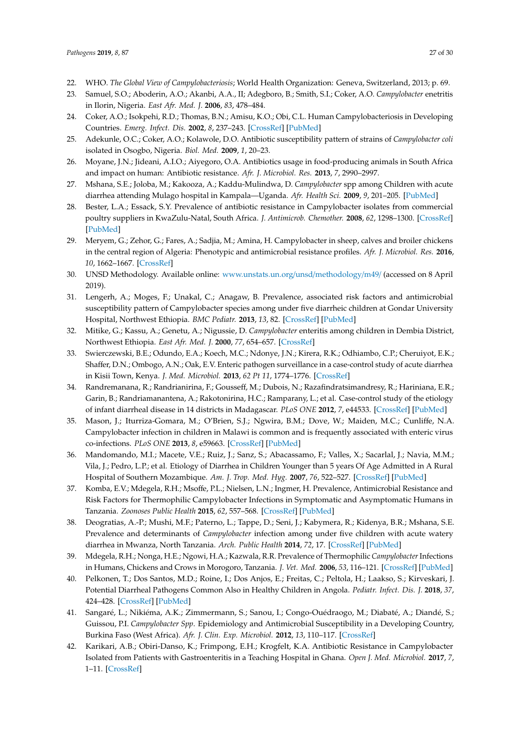22. WHO. *The Global View of Campylobacteriosis*; World Health Organization: Geneva, Switzerland, 2013; p. 69.
23. Samuel, S.O.; Aboderin, A.O.; Akanbi, A.A., II; Adegboro, B.; Smith, S.I.; Coker, A.O. *Campylobacter* enetritis in Ilorin, Nigeria. *East Afr. Med. J.* **2006**, *83*, 478–484.
24. Coker, A.O.; Isokpehi, R.D.; Thomas, B.N.; Amisu, K.O.; Obi, C.L. Human Campylobacteriosis in Developing Countries. *Emerg. Infect. Dis.* **2002**, *8*, 237–243. [CrossRef] [PubMed]
25. Adekunle, O.C.; Coker, A.O.; Kolawole, D.O. Antibiotic susceptibility pattern of strains of *Campylobacter coli* isolated in Osogbo, Nigeria. *Biol. Med.* **2009**, *1*, 20–23.
26. Moyane, J.N.; Jideani, A.I.O.; Aiyegoro, O.A. Antibiotics usage in food-producing animals in South Africa and impact on human: Antibiotic resistance. *Afr. J. Microbiol. Res.* **2013**, *7*, 2990–2997.
27. Mshana, S.E.; Joloba, M.; Kakooza, A.; Kaddu-Mulindwa, D. *Campylobacter* spp among Children with acute diarrhea attending Mulago hospital in Kampala—Uganda. *Afr. Health Sci.* **2009**, *9*, 201–205. [PubMed]
28. Bester, L.A.; Essack, S.Y. Prevalence of antibiotic resistance in Campylobacter isolates from commercial poultry suppliers in KwaZulu-Natal, South Africa. *J. Antimicrob. Chemother.* **2008**, *62*, 1298–1300. [CrossRef] [PubMed]
29. Meryem, G.; Zehor, G.; Fares, A.; Sadjia, M.; Amina, H. Campylobacter in sheep, calves and broiler chickens in the central region of Algeria: Phenotypic and antimicrobial resistance profiles. *Afr. J. Microbiol. Res.* **2016**, *10*, 1662–1667. [CrossRef]
30. UNSD Methodology. Available online: www.unstats.un.org/unsd/methodology/m49/ (accessed on 8 April 2019).
31. Lengerh, A.; Moges, F.; Unakal, C.; Anagaw, B. Prevalence, associated risk factors and antimicrobial susceptibility pattern of Campylobacter species among under five diarrheic children at Gondar University Hospital, Northwest Ethiopia. *BMC Pediatr.* **2013**, *13*, 82. [CrossRef] [PubMed]
32. Mitike, G.; Kassu, A.; Genetu, A.; Nigussie, D. *Campylobacter* enteritis among children in Dembia District, Northwest Ethiopia. *East Afr. Med. J.* **2000**, *77*, 654–657. [CrossRef]
33. Swierczewski, B.E.; Odundo, E.A.; Koech, M.C.; Ndonye, J.N.; Kirera, R.K.; Odhiambo, C.P.; Cheruiyot, E.K.; Shaffer, D.N.; Ombogo, A.N.; Oak, E.V. Enteric pathogen surveillance in a case-control study of acute diarrhea in Kisii Town, Kenya. *J. Med. Microbiol.* **2013**, *62 Pt 11*, 1774–1776. [CrossRef]
34. Randremanana, R.; Randrianirina, F.; Gousseff, M.; Dubois, N.; Razafindratsimandresy, R.; Hariniana, E.R.; Garin, B.; Randriamanantena, A.; Rakotonirina, H.C.; Ramparany, L.; et al. Case-control study of the etiology of infant diarrheal disease in 14 districts in Madagascar. *PLoS ONE* **2012**, *7*, e44533. [CrossRef] [PubMed]
35. Mason, J.; Iturriza-Gomara, M.; O'Brien, S.J.; Ngwira, B.M.; Dove, W.; Maiden, M.C.; Cunliffe, N.A. Campylobacter infection in children in Malawi is common and is frequently associated with enteric virus co-infections. *PLoS ONE* **2013**, *8*, e59663. [CrossRef] [PubMed]
36. Mandomando, M.I.; Macete, V.E.; Ruiz, J.; Sanz, S.; Abacassamo, F.; Valles, X.; Sacarlal, J.; Navia, M.M.; Vila, J.; Pedro, L.P.; et al. Etiology of Diarrhea in Children Younger than 5 years Of Age Admitted in A Rural Hospital of Southern Mozambique. *Am. J. Trop. Med. Hyg.* **2007**, *76*, 522–527. [CrossRef] [PubMed]
37. Komba, E.V.; Mdegela, R.H.; Msoffe, P.L.; Nielsen, L.N.; Ingmer, H. Prevalence, Antimicrobial Resistance and Risk Factors for Thermophilic Campylobacter Infections in Symptomatic and Asymptomatic Humans in Tanzania. *Zoonoses Public Health* **2015**, *62*, 557–568. [CrossRef] [PubMed]
38. Deogratias, A.-P.; Mushi, M.F.; Paterno, L.; Tappe, D.; Seni, J.; Kabymera, R.; Kidenya, B.R.; Mshana, S.E. Prevalence and determinants of *Campylobacter* infection among under five children with acute watery diarrhea in Mwanza, North Tanzania. *Arch. Public Health* **2014**, *72*, 17. [CrossRef] [PubMed]
39. Mdegela, R.H.; Nonga, H.E.; Ngowi, H.A.; Kazwala, R.R. Prevalence of Thermophilic *Campylobacter* Infections in Humans, Chickens and Crows in Morogoro, Tanzania. *J. Vet. Med.* **2006**, *53*, 116–121. [CrossRef] [PubMed]
40. Pelkonen, T.; Dos Santos, M.D.; Roine, I.; Dos Anjos, E.; Freitas, C.; Peltola, H.; Laakso, S.; Kirveskari, J. Potential Diarrheal Pathogens Common Also in Healthy Children in Angola. *Pediatr. Infect. Dis. J.* **2018**, *37*, 424–428. [CrossRef] [PubMed]
41. Sangaré, L.; Nikiéma, A.K.; Zimmermann, S.; Sanou, I.; Congo-Ouédraogo, M.; Diabaté, A.; Diandé, S.; Guissou, P.I. *Campylobacter Spp.* Epidemiology and Antimicrobial Susceptibility in a Developing Country, Burkina Faso (West Africa). *Afr. J. Clin. Exp. Microbiol.* **2012**, *13*, 110–117. [CrossRef]
42. Karikari, A.B.; Obiri-Danso, K.; Frimpong, E.H.; Krogfelt, K.A. Antibiotic Resistance in Campylobacter Isolated from Patients with Gastroenteritis in a Teaching Hospital in Ghana. *Open J. Med. Microbiol.* **2017**, *7*, 1–11. [CrossRef]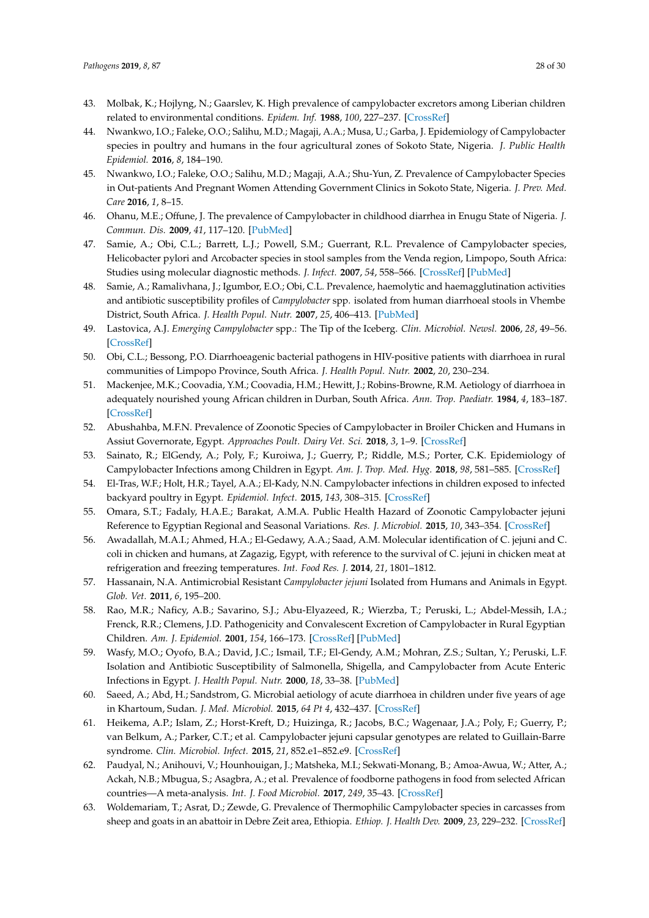43. Molbak, K.; Hojlyng, N.; Gaarslev, K. High prevalence of campylobacter excretors among Liberian children related to environmental conditions. *Epidem. Inf.* **1988**, *100*, 227–237. [CrossRef]
44. Nwankwo, I.O.; Faleke, O.O.; Salihu, M.D.; Magaji, A.A.; Musa, U.; Garba, J. Epidemiology of Campylobacter species in poultry and humans in the four agricultural zones of Sokoto State, Nigeria. *J. Public Health Epidemiol.* **2016**, *8*, 184–190.
45. Nwankwo, I.O.; Faleke, O.O.; Salihu, M.D.; Magaji, A.A.; Shu-Yun, Z. Prevalence of Campylobacter Species in Out-patients And Pregnant Women Attending Government Clinics in Sokoto State, Nigeria. *J. Prev. Med. Care* **2016**, *1*, 8–15.
46. Ohanu, M.E.; Offune, J. The prevalence of Campylobacter in childhood diarrhea in Enugu State of Nigeria. *J. Commun. Dis.* **2009**, *41*, 117–120. [PubMed]
47. Samie, A.; Obi, C.L.; Barrett, L.J.; Powell, S.M.; Guerrant, R.L. Prevalence of Campylobacter species, Helicobacter pylori and Arcobacter species in stool samples from the Venda region, Limpopo, South Africa: Studies using molecular diagnostic methods. *J. Infect.* **2007**, *54*, 558–566. [CrossRef] [PubMed]
48. Samie, A.; Ramalivhana, J.; Igumbor, E.O.; Obi, C.L. Prevalence, haemolytic and haemagglutination activities and antibiotic susceptibility profiles of *Campylobacter* spp. isolated from human diarrhoeal stools in Vhembe District, South Africa. *J. Health Popul. Nutr.* **2007**, *25*, 406–413. [PubMed]
49. Lastovica, A.J. *Emerging Campylobacter* spp.: The Tip of the Iceberg. *Clin. Microbiol. Newsl.* **2006**, *28*, 49–56. [CrossRef]
50. Obi, C.L.; Bessong, P.O. Diarrhoeagenic bacterial pathogens in HIV-positive patients with diarrhoea in rural communities of Limpopo Province, South Africa. *J. Health Popul. Nutr.* **2002**, *20*, 230–234.
51. Mackenjee, M.K.; Coovadia, Y.M.; Coovadia, H.M.; Hewitt, J.; Robins-Browne, R.M. Aetiology of diarrhoea in adequately nourished young African children in Durban, South Africa. *Ann. Trop. Paediatr.* **1984**, *4*, 183–187. [CrossRef]
52. Abushahba, M.F.N. Prevalence of Zoonotic Species of Campylobacter in Broiler Chicken and Humans in Assiut Governorate, Egypt. *Approaches Poult. Dairy Vet. Sci.* **2018**, *3*, 1–9. [CrossRef]
53. Sainato, R.; ElGendy, A.; Poly, F.; Kuroiwa, J.; Guerry, P.; Riddle, M.S.; Porter, C.K. Epidemiology of Campylobacter Infections among Children in Egypt. *Am. J. Trop. Med. Hyg.* **2018**, *98*, 581–585. [CrossRef]
54. El-Tras, W.F.; Holt, H.R.; Tayel, A.A.; El-Kady, N.N. Campylobacter infections in children exposed to infected backyard poultry in Egypt. *Epidemiol. Infect.* **2015**, *143*, 308–315. [CrossRef]
55. Omara, S.T.; Fadaly, H.A.E.; Barakat, A.M.A. Public Health Hazard of Zoonotic Campylobacter jejuni Reference to Egyptian Regional and Seasonal Variations. *Res. J. Microbiol.* **2015**, *10*, 343–354. [CrossRef]
56. Awadallah, M.A.I.; Ahmed, H.A.; El-Gedawy, A.A.; Saad, A.M. Molecular identification of C. jejuni and C. coli in chicken and humans, at Zagazig, Egypt, with reference to the survival of C. jejuni in chicken meat at refrigeration and freezing temperatures. *Int. Food Res. J.* **2014**, *21*, 1801–1812.
57. Hassanain, N.A. Antimicrobial Resistant *Campylobacter jejuni* Isolated from Humans and Animals in Egypt. *Glob. Vet.* **2011**, *6*, 195–200.
58. Rao, M.R.; Naficy, A.B.; Savarino, S.J.; Abu-Elyazeed, R.; Wierzba, T.; Peruski, L.; Abdel-Messih, I.A.; Frenck, R.R.; Clemens, J.D. Pathogenicity and Convalescent Excretion of Campylobacter in Rural Egyptian Children. *Am. J. Epidemiol.* **2001**, *154*, 166–173. [CrossRef] [PubMed]
59. Wasfy, M.O.; Oyofo, B.A.; David, J.C.; Ismail, T.F.; El-Gendy, A.M.; Mohran, Z.S.; Sultan, Y.; Peruski, L.F. Isolation and Antibiotic Susceptibility of Salmonella, Shigella, and Campylobacter from Acute Enteric Infections in Egypt. *J. Health Popul. Nutr.* **2000**, *18*, 33–38. [PubMed]
60. Saeed, A.; Abd, H.; Sandstrom, G. Microbial aetiology of acute diarrhoea in children under five years of age in Khartoum, Sudan. *J. Med. Microbiol.* **2015**, *64 Pt 4*, 432–437. [CrossRef]
61. Heikema, A.P.; Islam, Z.; Horst-Kreft, D.; Huizinga, R.; Jacobs, B.C.; Wagenaar, J.A.; Poly, F.; Guerry, P.; van Belkum, A.; Parker, C.T.; et al. Campylobacter jejuni capsular genotypes are related to Guillain-Barre syndrome. *Clin. Microbiol. Infect.* **2015**, *21*, 852.e1–852.e9. [CrossRef]
62. Paudyal, N.; Anihouvi, V.; Hounhouigan, J.; Matsheka, M.I.; Sekwati-Monang, B.; Amoa-Awua, W.; Atter, A.; Ackah, N.B.; Mbugua, S.; Asagbra, A.; et al. Prevalence of foodborne pathogens in food from selected African countries—A meta-analysis. *Int. J. Food Microbiol.* **2017**, *249*, 35–43. [CrossRef]
63. Woldemariam, T.; Asrat, D.; Zewde, G. Prevalence of Thermophilic Campylobacter species in carcasses from sheep and goats in an abattoir in Debre Zeit area, Ethiopia. *Ethiop. J. Health Dev.* **2009**, *23*, 229–232. [CrossRef]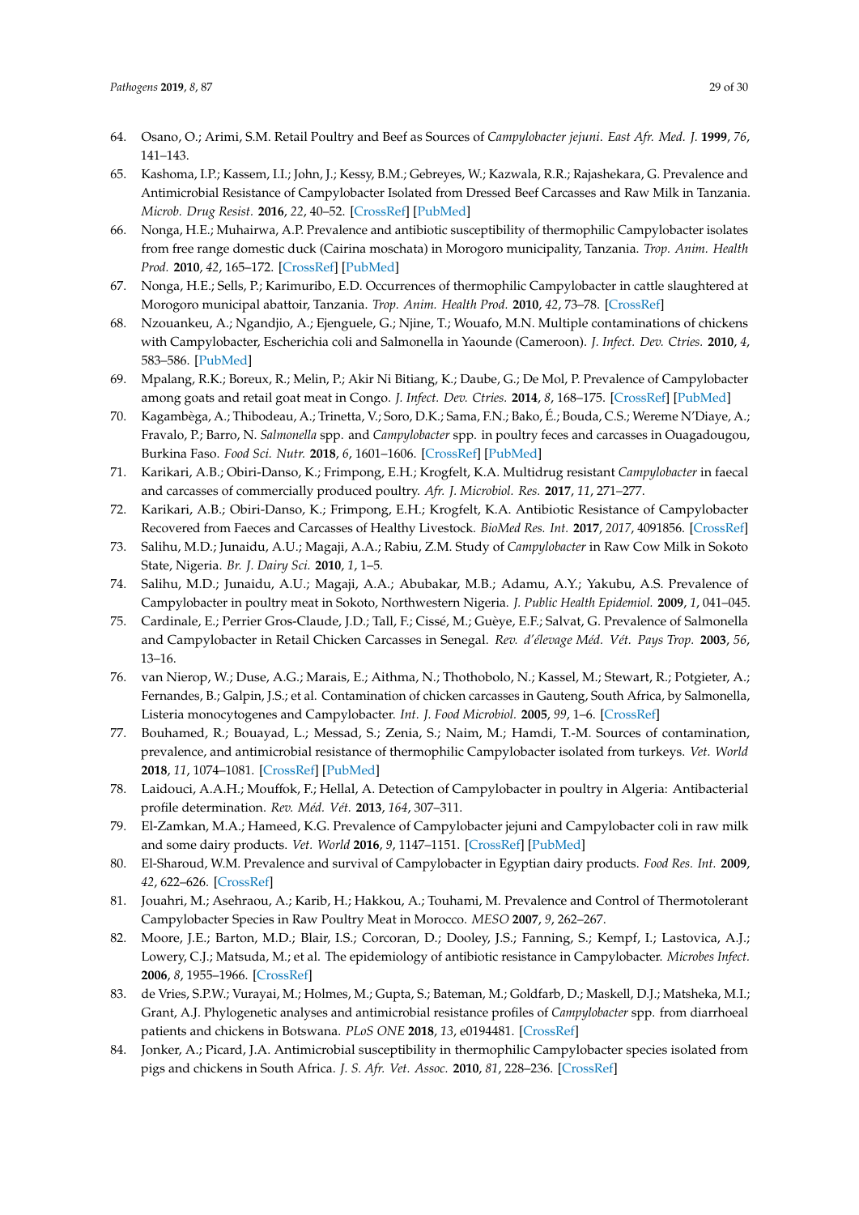64. Osano, O.; Arimi, S.M. Retail Poultry and Beef as Sources of *Campylobacter jejuni*. *East Afr. Med. J.* **1999**, *76*, 141–143.
65. Kashoma, I.P.; Kassem, I.I.; John, J.; Kessy, B.M.; Gebreyes, W.; Kazwala, R.R.; Rajashekara, G. Prevalence and Antimicrobial Resistance of Campylobacter Isolated from Dressed Beef Carcasses and Raw Milk in Tanzania. *Microb. Drug Resist.* **2016**, *22*, 40–52. [CrossRef] [PubMed]
66. Nonga, H.E.; Muhairwa, A.P. Prevalence and antibiotic susceptibility of thermophilic Campylobacter isolates from free range domestic duck (Cairina moschata) in Morogoro municipality, Tanzania. *Trop. Anim. Health Prod.* **2010**, *42*, 165–172. [CrossRef] [PubMed]
67. Nonga, H.E.; Sells, P.; Karimuribo, E.D. Occurrences of thermophilic Campylobacter in cattle slaughtered at Morogoro municipal abattoir, Tanzania. *Trop. Anim. Health Prod.* **2010**, *42*, 73–78. [CrossRef]
68. Nzouankeu, A.; Ngandjio, A.; Ejenguele, G.; Njine, T.; Wouafo, M.N. Multiple contaminations of chickens with Campylobacter, Escherichia coli and Salmonella in Yaounde (Cameroon). *J. Infect. Dev. Ctries.* **2010**, *4*, 583–586. [PubMed]
69. Mpalang, R.K.; Boreux, R.; Melin, P.; Akir Ni Bitiang, K.; Daube, G.; De Mol, P. Prevalence of Campylobacter among goats and retail goat meat in Congo. *J. Infect. Dev. Ctries.* **2014**, *8*, 168–175. [CrossRef] [PubMed]
70. Kagambèga, A.; Thibodeau, A.; Trinetta, V.; Soro, D.K.; Sama, F.N.; Bako, É.; Bouda, C.S.; Wereme N'Diaye, A.; Fravalo, P.; Barro, N. *Salmonella* spp. and *Campylobacter* spp. in poultry feces and carcasses in Ouagadougou, Burkina Faso. *Food Sci. Nutr.* **2018**, *6*, 1601–1606. [CrossRef] [PubMed]
71. Karikari, A.B.; Obiri-Danso, K.; Frimpong, E.H.; Krogfelt, K.A. Multidrug resistant *Campylobacter* in faecal and carcasses of commercially produced poultry. *Afr. J. Microbiol. Res.* **2017**, *11*, 271–277.
72. Karikari, A.B.; Obiri-Danso, K.; Frimpong, E.H.; Krogfelt, K.A. Antibiotic Resistance of Campylobacter Recovered from Faeces and Carcasses of Healthy Livestock. *BioMed Res. Int.* **2017**, *2017*, 4091856. [CrossRef]
73. Salihu, M.D.; Junaidu, A.U.; Magaji, A.A.; Rabiu, Z.M. Study of *Campylobacter* in Raw Cow Milk in Sokoto State, Nigeria. *Br. J. Dairy Sci.* **2010**, *1*, 1–5.
74. Salihu, M.D.; Junaidu, A.U.; Magaji, A.A.; Abubakar, M.B.; Adamu, A.Y.; Yakubu, A.S. Prevalence of Campylobacter in poultry meat in Sokoto, Northwestern Nigeria. *J. Public Health Epidemiol.* **2009**, *1*, 041–045.
75. Cardinale, E.; Perrier Gros-Claude, J.D.; Tall, F.; Cissé, M.; Guèye, E.F.; Salvat, G. Prevalence of Salmonella and Campylobacter in Retail Chicken Carcasses in Senegal. *Rev. d'élevage Méd. Vét. Pays Trop.* **2003**, *56*, 13–16.
76. van Nierop, W.; Duse, A.G.; Marais, E.; Aithma, N.; Thothobolo, N.; Kassel, M.; Stewart, R.; Potgieter, A.; Fernandes, B.; Galpin, J.S.; et al. Contamination of chicken carcasses in Gauteng, South Africa, by Salmonella, Listeria monocytogenes and Campylobacter. *Int. J. Food Microbiol.* **2005**, *99*, 1–6. [CrossRef]
77. Bouhamed, R.; Bouayad, L.; Messad, S.; Zenia, S.; Naim, M.; Hamdi, T.-M. Sources of contamination, prevalence, and antimicrobial resistance of thermophilic Campylobacter isolated from turkeys. *Vet. World* **2018**, *11*, 1074–1081. [CrossRef] [PubMed]
78. Laidouci, A.A.H.; Mouffok, F.; Hellal, A. Detection of Campylobacter in poultry in Algeria: Antibacterial profile determination. *Rev. Méd. Vét.* **2013**, *164*, 307–311.
79. El-Zamkan, M.A.; Hameed, K.G. Prevalence of Campylobacter jejuni and Campylobacter coli in raw milk and some dairy products. *Vet. World* **2016**, *9*, 1147–1151. [CrossRef] [PubMed]
80. El-Sharoud, W.M. Prevalence and survival of Campylobacter in Egyptian dairy products. *Food Res. Int.* **2009**, *42*, 622–626. [CrossRef]
81. Jouahri, M.; Asehraou, A.; Karib, H.; Hakkou, A.; Touhami, M. Prevalence and Control of Thermotolerant Campylobacter Species in Raw Poultry Meat in Morocco. *MESO* **2007**, *9*, 262–267.
82. Moore, J.E.; Barton, M.D.; Blair, I.S.; Corcoran, D.; Dooley, J.S.; Fanning, S.; Kempf, I.; Lastovica, A.J.; Lowery, C.J.; Matsuda, M.; et al. The epidemiology of antibiotic resistance in Campylobacter. *Microbes Infect.* **2006**, *8*, 1955–1966. [CrossRef]
83. de Vries, S.P.W.; Vurayai, M.; Holmes, M.; Gupta, S.; Bateman, M.; Goldfarb, D.; Maskell, D.J.; Matsheka, M.I.; Grant, A.J. Phylogenetic analyses and antimicrobial resistance profiles of *Campylobacter* spp. from diarrhoeal patients and chickens in Botswana. *PLoS ONE* **2018**, *13*, e0194481. [CrossRef]
84. Jonker, A.; Picard, J.A. Antimicrobial susceptibility in thermophilic Campylobacter species isolated from pigs and chickens in South Africa. *J. S. Afr. Vet. Assoc.* **2010**, *81*, 228–236. [CrossRef]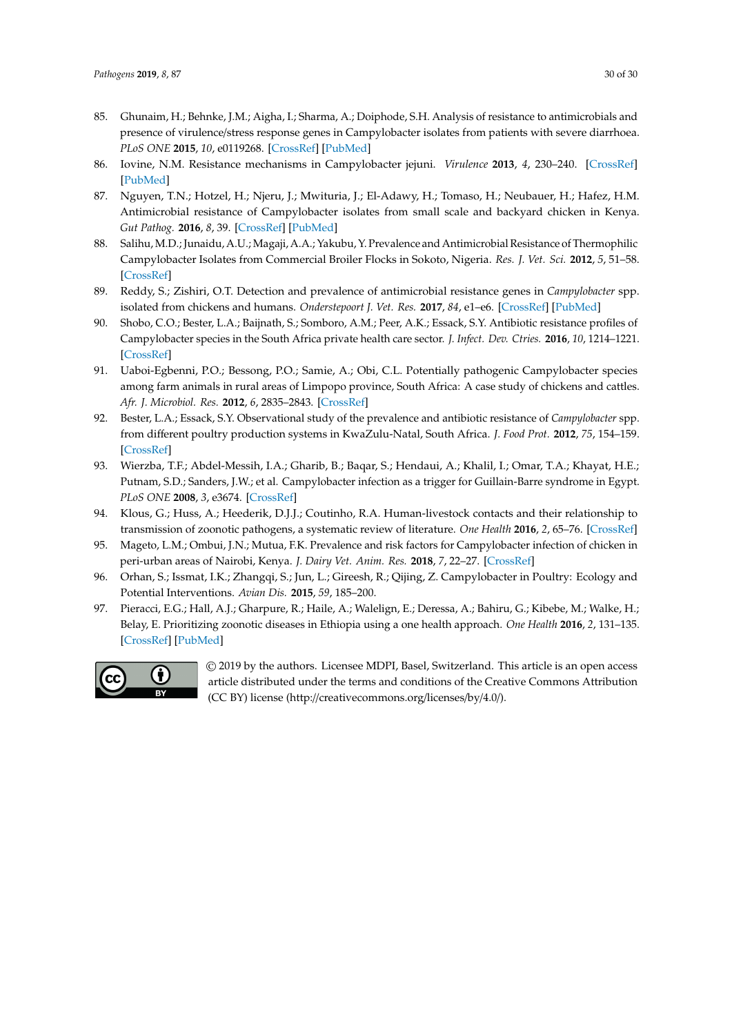85. Ghunaim, H.; Behnke, J.M.; Aigha, I.; Sharma, A.; Doiphode, S.H. Analysis of resistance to antimicrobials and presence of virulence/stress response genes in Campylobacter isolates from patients with severe diarrhoea. *PLoS ONE* **2015**, *10*, e0119268. [CrossRef] [PubMed]
86. Iovine, N.M. Resistance mechanisms in Campylobacter jejuni. *Virulence* **2013**, *4*, 230–240. [CrossRef] [PubMed]
87. Nguyen, T.N.; Hotzel, H.; Njeru, J.; Mwituria, J.; El-Adawy, H.; Tomaso, H.; Neubauer, H.; Hafez, H.M. Antimicrobial resistance of Campylobacter isolates from small scale and backyard chicken in Kenya. *Gut Pathog.* **2016**, *8*, 39. [CrossRef] [PubMed]
88. Salihu, M.D.; Junaidu, A.U.; Magaji, A.A.; Yakubu, Y. Prevalence and Antimicrobial Resistance of Thermophilic Campylobacter Isolates from Commercial Broiler Flocks in Sokoto, Nigeria. *Res. J. Vet. Sci.* **2012**, *5*, 51–58. [CrossRef]
89. Reddy, S.; Zishiri, O.T. Detection and prevalence of antimicrobial resistance genes in *Campylobacter* spp. isolated from chickens and humans. *Onderstepoort J. Vet. Res.* **2017**, *84*, e1–e6. [CrossRef] [PubMed]
90. Shobo, C.O.; Bester, L.A.; Baijnath, S.; Somboro, A.M.; Peer, A.K.; Essack, S.Y. Antibiotic resistance profiles of Campylobacter species in the South Africa private health care sector. *J. Infect. Dev. Ctries.* **2016**, *10*, 1214–1221. [CrossRef]
91. Uaboi-Egbenni, P.O.; Bessong, P.O.; Samie, A.; Obi, C.L. Potentially pathogenic Campylobacter species among farm animals in rural areas of Limpopo province, South Africa: A case study of chickens and cattles. *Afr. J. Microbiol. Res.* **2012**, *6*, 2835–2843. [CrossRef]
92. Bester, L.A.; Essack, S.Y. Observational study of the prevalence and antibiotic resistance of *Campylobacter* spp. from different poultry production systems in KwaZulu-Natal, South Africa. *J. Food Prot.* **2012**, *75*, 154–159. [CrossRef]
93. Wierzba, T.F.; Abdel-Messih, I.A.; Gharib, B.; Baqar, S.; Hendaui, A.; Khalil, I.; Omar, T.A.; Khayat, H.E.; Putnam, S.D.; Sanders, J.W.; et al. Campylobacter infection as a trigger for Guillain-Barre syndrome in Egypt. *PLoS ONE* **2008**, *3*, e3674. [CrossRef]
94. Klous, G.; Huss, A.; Heederik, D.J.J.; Coutinho, R.A. Human-livestock contacts and their relationship to transmission of zoonotic pathogens, a systematic review of literature. *One Health* **2016**, *2*, 65–76. [CrossRef]
95. Mageto, L.M.; Ombui, J.N.; Mutua, F.K. Prevalence and risk factors for Campylobacter infection of chicken in peri-urban areas of Nairobi, Kenya. *J. Dairy Vet. Anim. Res.* **2018**, *7*, 22–27. [CrossRef]
96. Orhan, S.; Issmat, I.K.; Zhangqi, S.; Jun, L.; Gireesh, R.; Qijing, Z. Campylobacter in Poultry: Ecology and Potential Interventions. *Avian Dis.* **2015**, *59*, 185–200.
97. Pieracci, E.G.; Hall, A.J.; Gharpure, R.; Haile, A.; Walelign, E.; Deressa, A.; Bahiru, G.; Kibebe, M.; Walke, H.; Belay, E. Prioritizing zoonotic diseases in Ethiopia using a one health approach. *One Health* **2016**, *2*, 131–135. [CrossRef] [PubMed]

© 2019 by the authors. Licensee MDPI, Basel, Switzerland. This article is an open access article distributed under the terms and conditions of the Creative Commons Attribution (CC BY) license (http://creativecommons.org/licenses/by/4.0/).